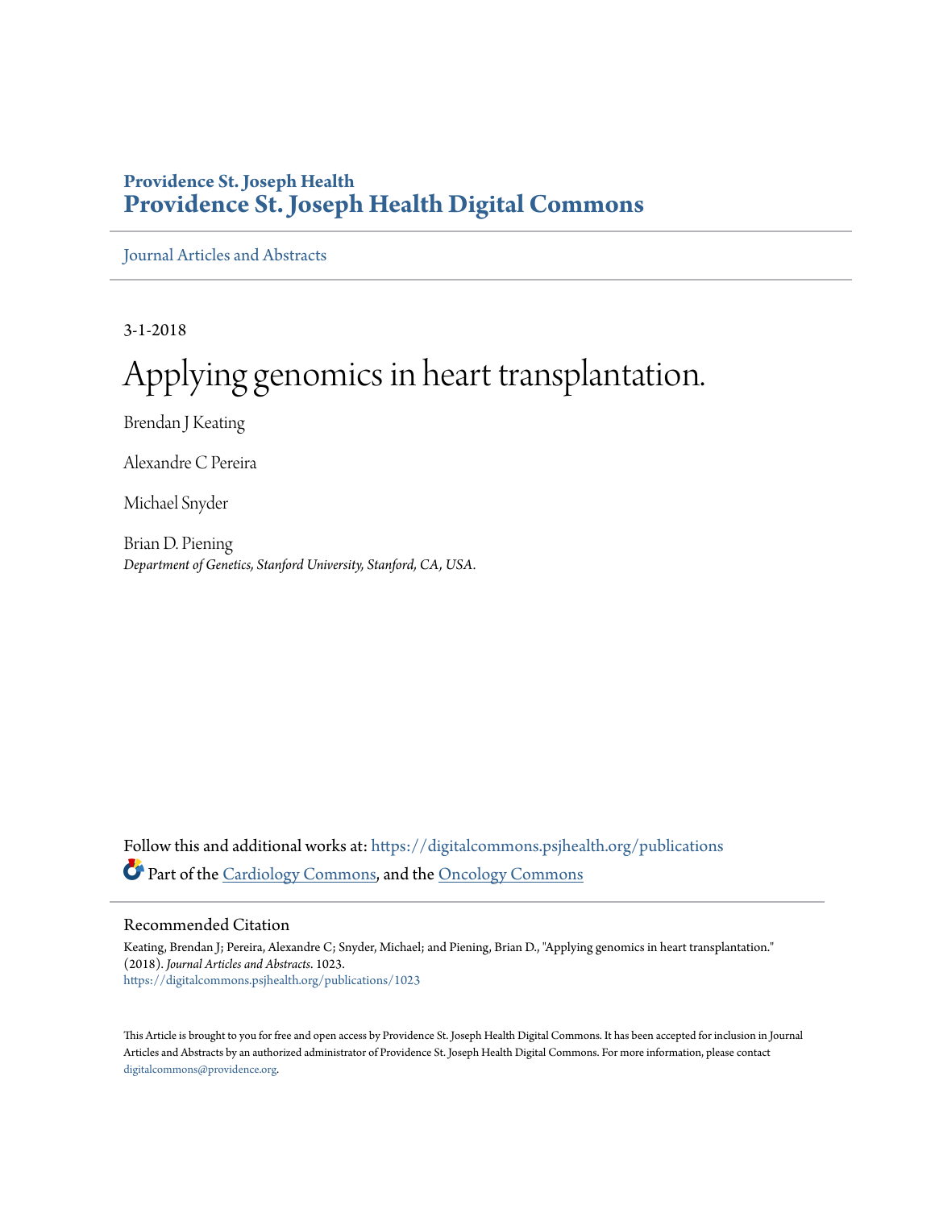**Providence St. Joseph Health**
# Providence St. Joseph Health Digital Commons

Journal Articles and Abstracts

3-1-2018

# Applying genomics in heart transplantation.

Brendan J Keating

Alexandre C Pereira

Michael Snyder

Brian D. Piening
*Department of Genetics, Stanford University, Stanford, CA, USA.*

Follow this and additional works at: https://digitalcommons.psjhealth.org/publications

Part of the Cardiology Commons, and the Oncology Commons

## Recommended Citation

Keating, Brendan J; Pereira, Alexandre C; Snyder, Michael; and Piening, Brian D., "Applying genomics in heart transplantation." (2018). *Journal Articles and Abstracts*. 1023.
https://digitalcommons.psjhealth.org/publications/1023

This Article is brought to you for free and open access by Providence St. Joseph Health Digital Commons. It has been accepted for inclusion in Journal Articles and Abstracts by an authorized administrator of Providence St. Joseph Health Digital Commons. For more information, please contact digitalcommons@providence.org.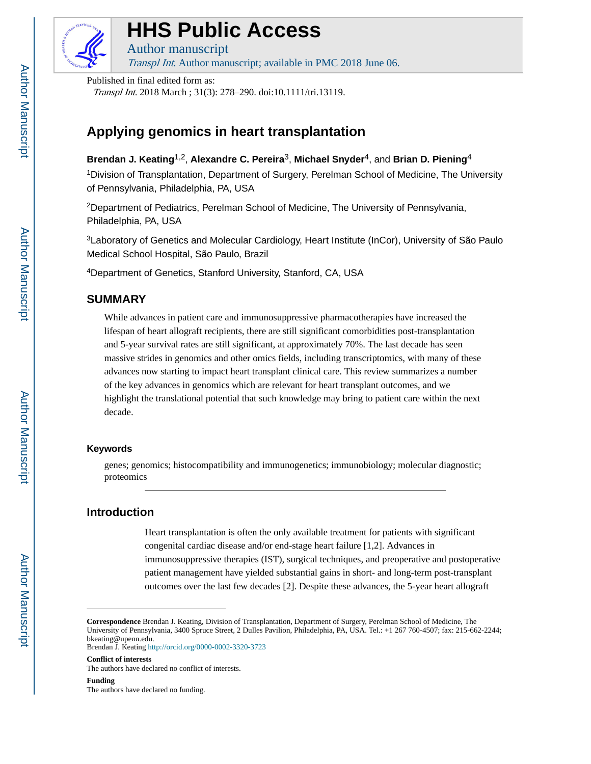Published in final edited form as:

*Transpl Int*. 2018 March ; 31(3): 278–290. doi:10.1111/tri.13119.

# Applying genomics in heart transplantation

**Brendan J. Keating**[1,2], **Alexandre C. Pereira**[3], **Michael Snyder**[4], and **Brian D. Piening**[4]

[1]Division of Transplantation, Department of Surgery, Perelman School of Medicine, The University of Pennsylvania, Philadelphia, PA, USA

[2]Department of Pediatrics, Perelman School of Medicine, The University of Pennsylvania, Philadelphia, PA, USA

[3]Laboratory of Genetics and Molecular Cardiology, Heart Institute (InCor), University of São Paulo Medical School Hospital, São Paulo, Brazil

[4]Department of Genetics, Stanford University, Stanford, CA, USA

## SUMMARY

While advances in patient care and immunosuppressive pharmacotherapies have increased the lifespan of heart allograft recipients, there are still significant comorbidities post-transplantation and 5-year survival rates are still significant, at approximately 70%. The last decade has seen massive strides in genomics and other omics fields, including transcriptomics, with many of these advances now starting to impact heart transplant clinical care. This review summarizes a number of the key advances in genomics which are relevant for heart transplant outcomes, and we highlight the translational potential that such knowledge may bring to patient care within the next decade.

### Keywords

genes; genomics; histocompatibility and immunogenetics; immunobiology; molecular diagnostic; proteomics

## Introduction

Heart transplantation is often the only available treatment for patients with significant congenital cardiac disease and/or end-stage heart failure [1,2]. Advances in immunosuppressive therapies (IST), surgical techniques, and preoperative and postoperative patient management have yielded substantial gains in short- and long-term post-transplant outcomes over the last few decades [2]. Despite these advances, the 5-year heart allograft

**Correspondence** Brendan J. Keating, Division of Transplantation, Department of Surgery, Perelman School of Medicine, The University of Pennsylvania, 3400 Spruce Street, 2 Dulles Pavilion, Philadelphia, PA, USA. Tel.: +1 267 760-4507; fax: 215-662-2244; bkeating@upenn.edu.

Brendan J. Keating http://orcid.org/0000-0002-3320-3723

**Conflict of interests**

The authors have declared no conflict of interests.

**Funding**

The authors have declared no funding.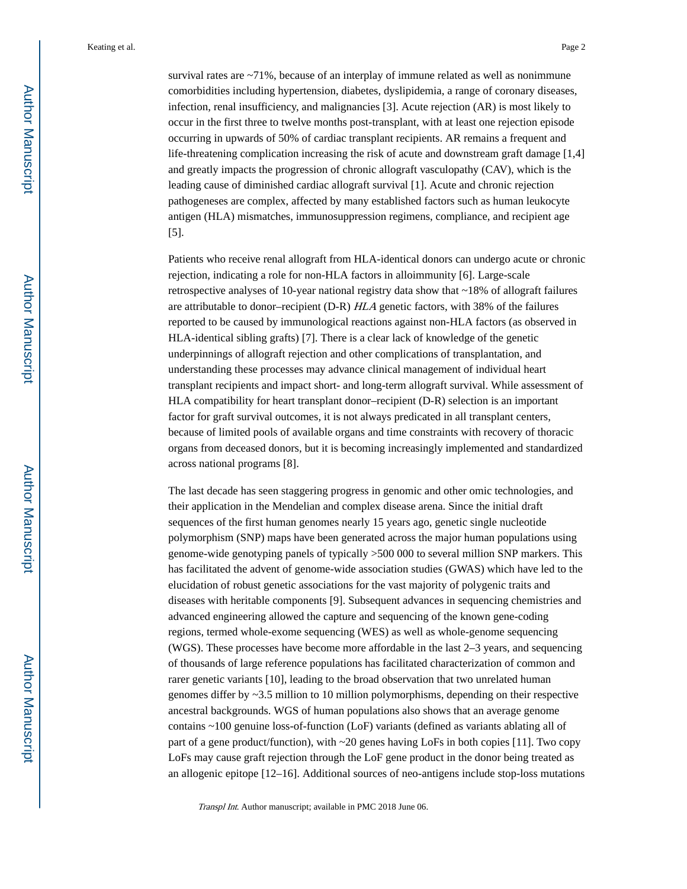survival rates are ~71%, because of an interplay of immune related as well as nonimmune comorbidities including hypertension, diabetes, dyslipidemia, a range of coronary diseases, infection, renal insufficiency, and malignancies [3]. Acute rejection (AR) is most likely to occur in the first three to twelve months post-transplant, with at least one rejection episode occurring in upwards of 50% of cardiac transplant recipients. AR remains a frequent and life-threatening complication increasing the risk of acute and downstream graft damage [1,4] and greatly impacts the progression of chronic allograft vasculopathy (CAV), which is the leading cause of diminished cardiac allograft survival [1]. Acute and chronic rejection pathogeneses are complex, affected by many established factors such as human leukocyte antigen (HLA) mismatches, immunosuppression regimens, compliance, and recipient age [5].

Patients who receive renal allograft from HLA-identical donors can undergo acute or chronic rejection, indicating a role for non-HLA factors in alloimmunity [6]. Large-scale retrospective analyses of 10-year national registry data show that ~18% of allograft failures are attributable to donor–recipient (D-R) *HLA* genetic factors, with 38% of the failures reported to be caused by immunological reactions against non-HLA factors (as observed in HLA-identical sibling grafts) [7]. There is a clear lack of knowledge of the genetic underpinnings of allograft rejection and other complications of transplantation, and understanding these processes may advance clinical management of individual heart transplant recipients and impact short- and long-term allograft survival. While assessment of HLA compatibility for heart transplant donor–recipient (D-R) selection is an important factor for graft survival outcomes, it is not always predicated in all transplant centers, because of limited pools of available organs and time constraints with recovery of thoracic organs from deceased donors, but it is becoming increasingly implemented and standardized across national programs [8].

The last decade has seen staggering progress in genomic and other omic technologies, and their application in the Mendelian and complex disease arena. Since the initial draft sequences of the first human genomes nearly 15 years ago, genetic single nucleotide polymorphism (SNP) maps have been generated across the major human populations using genome-wide genotyping panels of typically >500 000 to several million SNP markers. This has facilitated the advent of genome-wide association studies (GWAS) which have led to the elucidation of robust genetic associations for the vast majority of polygenic traits and diseases with heritable components [9]. Subsequent advances in sequencing chemistries and advanced engineering allowed the capture and sequencing of the known gene-coding regions, termed whole-exome sequencing (WES) as well as whole-genome sequencing (WGS). These processes have become more affordable in the last 2–3 years, and sequencing of thousands of large reference populations has facilitated characterization of common and rarer genetic variants [10], leading to the broad observation that two unrelated human genomes differ by ~3.5 million to 10 million polymorphisms, depending on their respective ancestral backgrounds. WGS of human populations also shows that an average genome contains ~100 genuine loss-of-function (LoF) variants (defined as variants ablating all of part of a gene product/function), with ~20 genes having LoFs in both copies [11]. Two copy LoFs may cause graft rejection through the LoF gene product in the donor being treated as an allogenic epitope [12–16]. Additional sources of neo-antigens include stop-loss mutations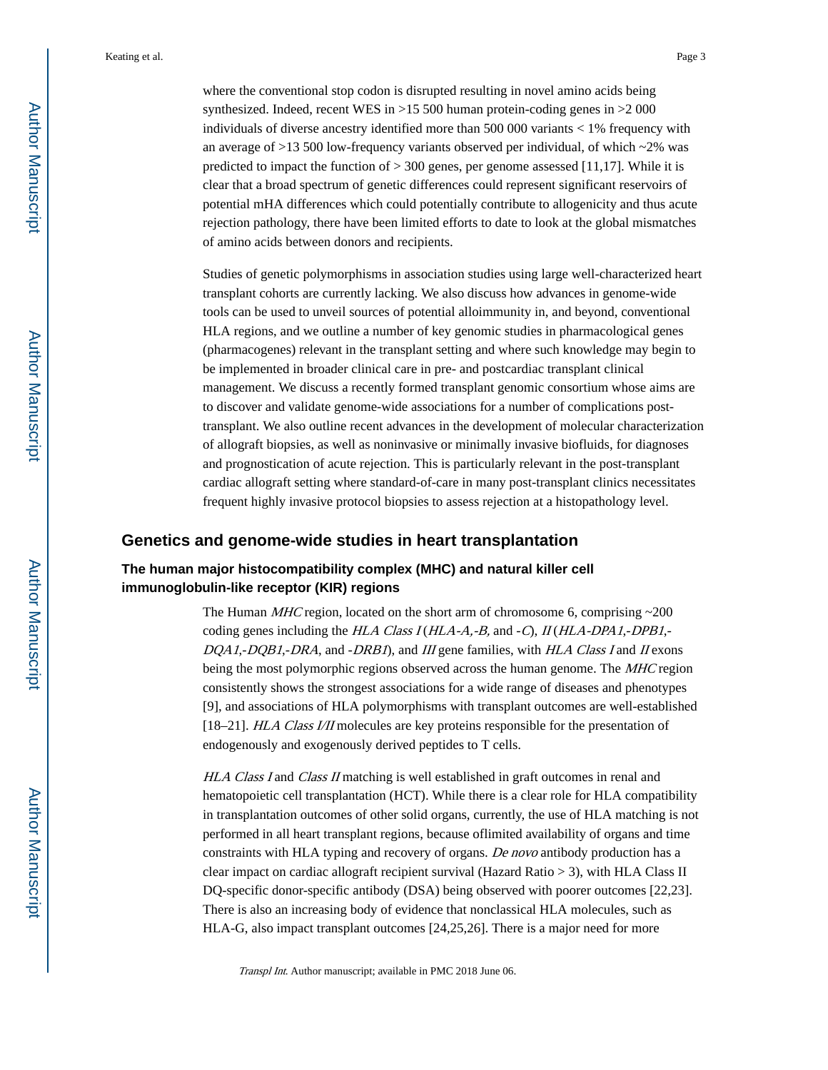where the conventional stop codon is disrupted resulting in novel amino acids being synthesized. Indeed, recent WES in >15 500 human protein-coding genes in >2 000 individuals of diverse ancestry identified more than 500 000 variants < 1% frequency with an average of >13 500 low-frequency variants observed per individual, of which ~2% was predicted to impact the function of > 300 genes, per genome assessed [11,17]. While it is clear that a broad spectrum of genetic differences could represent significant reservoirs of potential mHA differences which could potentially contribute to allogenicity and thus acute rejection pathology, there have been limited efforts to date to look at the global mismatches of amino acids between donors and recipients.

Studies of genetic polymorphisms in association studies using large well-characterized heart transplant cohorts are currently lacking. We also discuss how advances in genome-wide tools can be used to unveil sources of potential alloimmunity in, and beyond, conventional HLA regions, and we outline a number of key genomic studies in pharmacological genes (pharmacogenes) relevant in the transplant setting and where such knowledge may begin to be implemented in broader clinical care in pre- and postcardiac transplant clinical management. We discuss a recently formed transplant genomic consortium whose aims are to discover and validate genome-wide associations for a number of complications post-transplant. We also outline recent advances in the development of molecular characterization of allograft biopsies, as well as noninvasive or minimally invasive biofluids, for diagnoses and prognostication of acute rejection. This is particularly relevant in the post-transplant cardiac allograft setting where standard-of-care in many post-transplant clinics necessitates frequent highly invasive protocol biopsies to assess rejection at a histopathology level.

## Genetics and genome-wide studies in heart transplantation

### The human major histocompatibility complex (MHC) and natural killer cell immunoglobulin-like receptor (KIR) regions

The Human *MHC* region, located on the short arm of chromosome 6, comprising ~200 coding genes including the *HLA Class I* (*HLA-A,-B,* and *-C*), *II* (*HLA-DPA1,-DPB1,-DQA1,-DQB1,-DRA*, and *-DRB1*), and *III* gene families, with *HLA Class I* and *II* exons being the most polymorphic regions observed across the human genome. The *MHC* region consistently shows the strongest associations for a wide range of diseases and phenotypes [9], and associations of HLA polymorphisms with transplant outcomes are well-established [18–21]. *HLA Class I/II* molecules are key proteins responsible for the presentation of endogenously and exogenously derived peptides to T cells.

*HLA Class I* and *Class II* matching is well established in graft outcomes in renal and hematopoietic cell transplantation (HCT). While there is a clear role for HLA compatibility in transplantation outcomes of other solid organs, currently, the use of HLA matching is not performed in all heart transplant regions, because oflimited availability of organs and time constraints with HLA typing and recovery of organs. *De novo* antibody production has a clear impact on cardiac allograft recipient survival (Hazard Ratio > 3), with HLA Class II DQ-specific donor-specific antibody (DSA) being observed with poorer outcomes [22,23]. There is also an increasing body of evidence that nonclassical HLA molecules, such as HLA-G, also impact transplant outcomes [24,25,26]. There is a major need for more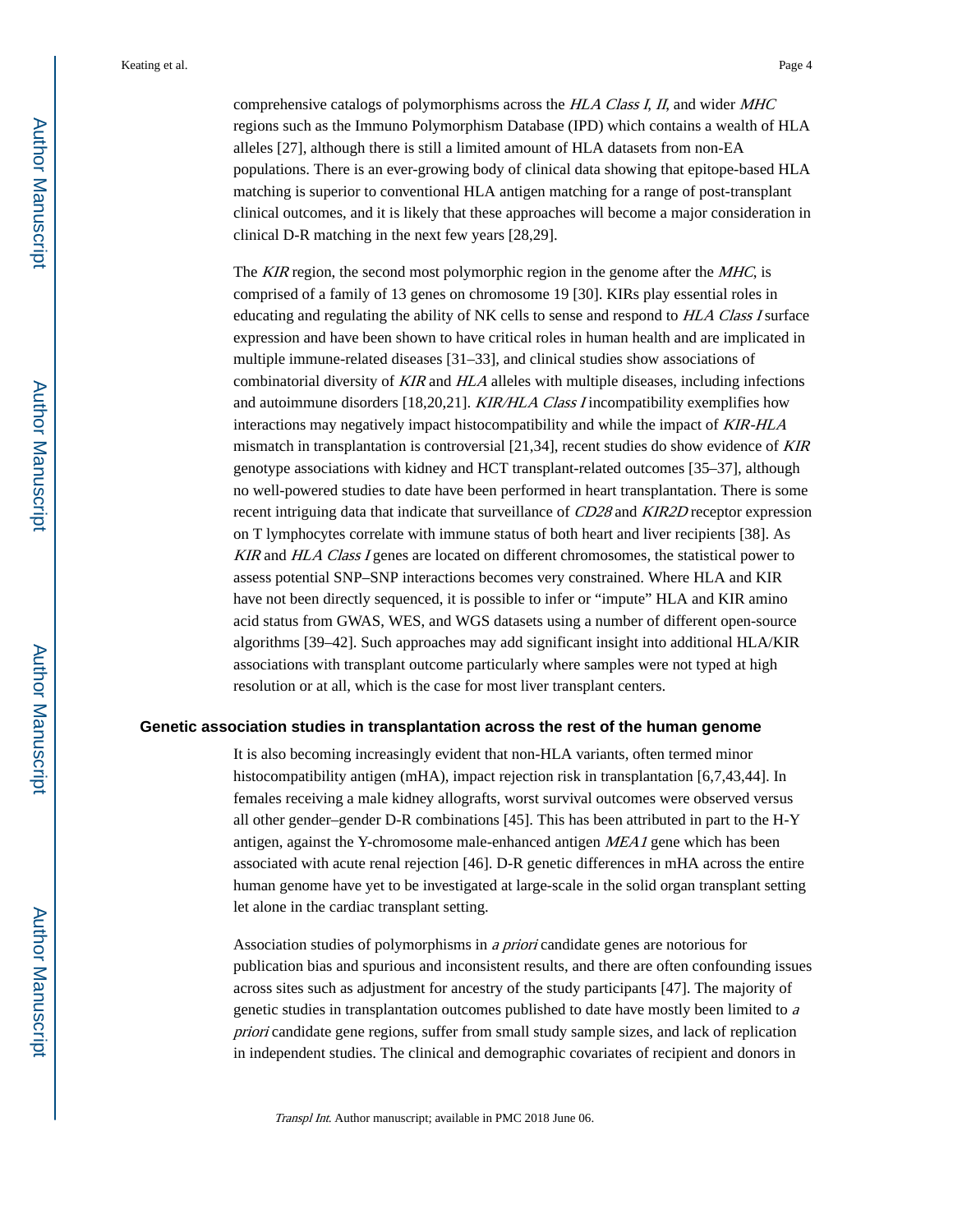comprehensive catalogs of polymorphisms across the *HLA Class I*, *II*, and wider *MHC* regions such as the Immuno Polymorphism Database (IPD) which contains a wealth of HLA alleles [27], although there is still a limited amount of HLA datasets from non-EA populations. There is an ever-growing body of clinical data showing that epitope-based HLA matching is superior to conventional HLA antigen matching for a range of post-transplant clinical outcomes, and it is likely that these approaches will become a major consideration in clinical D-R matching in the next few years [28,29].

The *KIR* region, the second most polymorphic region in the genome after the *MHC*, is comprised of a family of 13 genes on chromosome 19 [30]. KIRs play essential roles in educating and regulating the ability of NK cells to sense and respond to *HLA Class I* surface expression and have been shown to have critical roles in human health and are implicated in multiple immune-related diseases [31–33], and clinical studies show associations of combinatorial diversity of *KIR* and *HLA* alleles with multiple diseases, including infections and autoimmune disorders [18,20,21]. *KIR/HLA Class I* incompatibility exemplifies how interactions may negatively impact histocompatibility and while the impact of *KIR-HLA* mismatch in transplantation is controversial [21,34], recent studies do show evidence of *KIR* genotype associations with kidney and HCT transplant-related outcomes [35–37], although no well-powered studies to date have been performed in heart transplantation. There is some recent intriguing data that indicate that surveillance of *CD28* and *KIR2D* receptor expression on T lymphocytes correlate with immune status of both heart and liver recipients [38]. As *KIR* and *HLA Class I* genes are located on different chromosomes, the statistical power to assess potential SNP–SNP interactions becomes very constrained. Where HLA and KIR have not been directly sequenced, it is possible to infer or "impute" HLA and KIR amino acid status from GWAS, WES, and WGS datasets using a number of different open-source algorithms [39–42]. Such approaches may add significant insight into additional HLA/KIR associations with transplant outcome particularly where samples were not typed at high resolution or at all, which is the case for most liver transplant centers.

## Genetic association studies in transplantation across the rest of the human genome

It is also becoming increasingly evident that non-HLA variants, often termed minor histocompatibility antigen (mHA), impact rejection risk in transplantation [6,7,43,44]. In females receiving a male kidney allografts, worst survival outcomes were observed versus all other gender–gender D-R combinations [45]. This has been attributed in part to the H-Y antigen, against the Y-chromosome male-enhanced antigen *MEA1* gene which has been associated with acute renal rejection [46]. D-R genetic differences in mHA across the entire human genome have yet to be investigated at large-scale in the solid organ transplant setting let alone in the cardiac transplant setting.

Association studies of polymorphisms in *a priori* candidate genes are notorious for publication bias and spurious and inconsistent results, and there are often confounding issues across sites such as adjustment for ancestry of the study participants [47]. The majority of genetic studies in transplantation outcomes published to date have mostly been limited to *a priori* candidate gene regions, suffer from small study sample sizes, and lack of replication in independent studies. The clinical and demographic covariates of recipient and donors in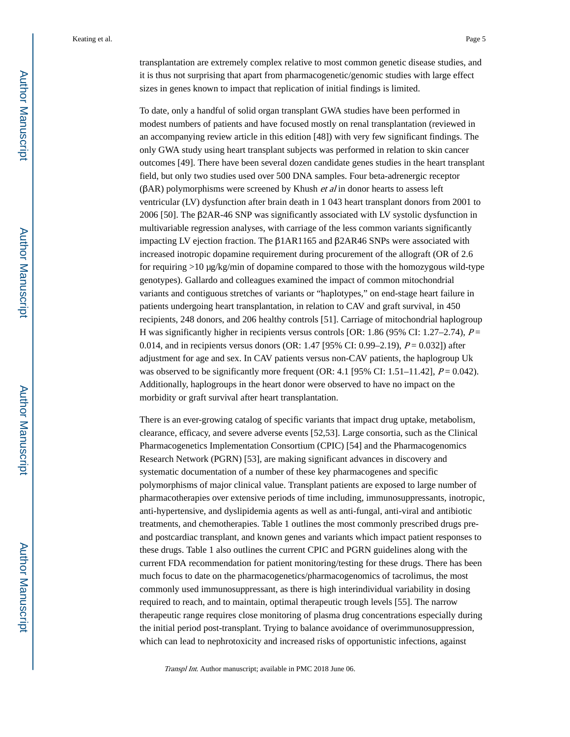transplantation are extremely complex relative to most common genetic disease studies, and it is thus not surprising that apart from pharmacogenetic/genomic studies with large effect sizes in genes known to impact that replication of initial findings is limited.

To date, only a handful of solid organ transplant GWA studies have been performed in modest numbers of patients and have focused mostly on renal transplantation (reviewed in an accompanying review article in this edition [48]) with very few significant findings. The only GWA study using heart transplant subjects was performed in relation to skin cancer outcomes [49]. There have been several dozen candidate genes studies in the heart transplant field, but only two studies used over 500 DNA samples. Four beta-adrenergic receptor (βAR) polymorphisms were screened by Khush *et al* in donor hearts to assess left ventricular (LV) dysfunction after brain death in 1 043 heart transplant donors from 2001 to 2006 [50]. The β2AR-46 SNP was significantly associated with LV systolic dysfunction in multivariable regression analyses, with carriage of the less common variants significantly impacting LV ejection fraction. The β1AR1165 and β2AR46 SNPs were associated with increased inotropic dopamine requirement during procurement of the allograft (OR of 2.6 for requiring >10 μg/kg/min of dopamine compared to those with the homozygous wild-type genotypes). Gallardo and colleagues examined the impact of common mitochondrial variants and contiguous stretches of variants or "haplotypes," on end-stage heart failure in patients undergoing heart transplantation, in relation to CAV and graft survival, in 450 recipients, 248 donors, and 206 healthy controls [51]. Carriage of mitochondrial haplogroup H was significantly higher in recipients versus controls [OR: 1.86 (95% CI: 1.27–2.74), $P =$ 0.014, and in recipients versus donors (OR: 1.47 [95% CI: 0.99–2.19), $P = 0.032$]) after adjustment for age and sex. In CAV patients versus non-CAV patients, the haplogroup Uk was observed to be significantly more frequent (OR: 4.1 [95% CI: 1.51–11.42], $P = 0.042$). Additionally, haplogroups in the heart donor were observed to have no impact on the morbidity or graft survival after heart transplantation.

There is an ever-growing catalog of specific variants that impact drug uptake, metabolism, clearance, efficacy, and severe adverse events [52,53]. Large consortia, such as the Clinical Pharmacogenetics Implementation Consortium (CPIC) [54] and the Pharmacogenomics Research Network (PGRN) [53], are making significant advances in discovery and systematic documentation of a number of these key pharmacogenes and specific polymorphisms of major clinical value. Transplant patients are exposed to large number of pharmacotherapies over extensive periods of time including, immunosuppressants, inotropic, anti-hypertensive, and dyslipidemia agents as well as anti-fungal, anti-viral and antibiotic treatments, and chemotherapies. Table 1 outlines the most commonly prescribed drugs pre- and postcardiac transplant, and known genes and variants which impact patient responses to these drugs. Table 1 also outlines the current CPIC and PGRN guidelines along with the current FDA recommendation for patient monitoring/testing for these drugs. There has been much focus to date on the pharmacogenetics/pharmacogenomics of tacrolimus, the most commonly used immunosuppressant, as there is high interindividual variability in dosing required to reach, and to maintain, optimal therapeutic trough levels [55]. The narrow therapeutic range requires close monitoring of plasma drug concentrations especially during the initial period post-transplant. Trying to balance avoidance of overimmunosuppression, which can lead to nephrotoxicity and increased risks of opportunistic infections, against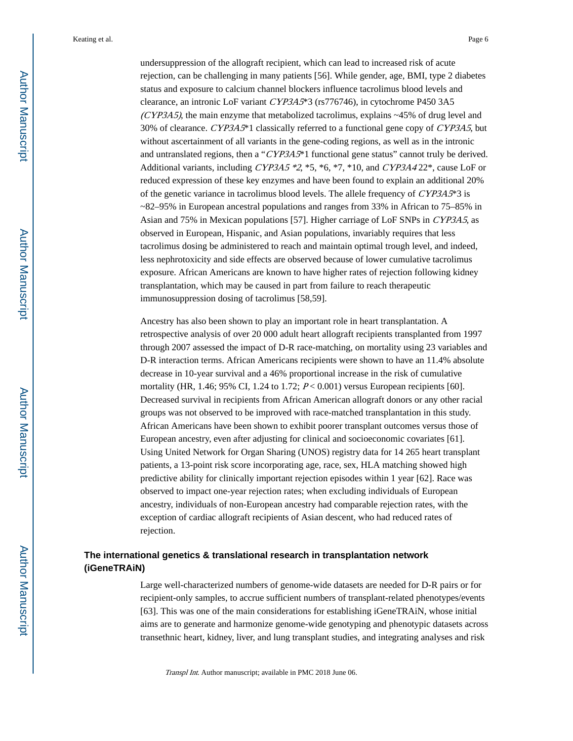undersuppression of the allograft recipient, which can lead to increased risk of acute rejection, can be challenging in many patients [56]. While gender, age, BMI, type 2 diabetes status and exposure to calcium channel blockers influence tacrolimus blood levels and clearance, an intronic LoF variant *CYP3A5*\*3 (rs776746), in cytochrome P450 3A5 *(CYP3A5)*, the main enzyme that metabolized tacrolimus, explains ~45% of drug level and 30% of clearance. *CYP3A5*\*1 classically referred to a functional gene copy of *CYP3A5*, but without ascertainment of all variants in the gene-coding regions, as well as in the intronic and untranslated regions, then a "*CYP3A5*\*1 functional gene status" cannot truly be derived. Additional variants, including *CYP3A5 \*2*, \*5, \*6, \*7, \*10, and *CYP3A4* 22\*, cause LoF or reduced expression of these key enzymes and have been found to explain an additional 20% of the genetic variance in tacrolimus blood levels. The allele frequency of *CYP3A5*\*3 is ~82–95% in European ancestral populations and ranges from 33% in African to 75–85% in Asian and 75% in Mexican populations [57]. Higher carriage of LoF SNPs in *CYP3A5*, as observed in European, Hispanic, and Asian populations, invariably requires that less tacrolimus dosing be administered to reach and maintain optimal trough level, and indeed, less nephrotoxicity and side effects are observed because of lower cumulative tacrolimus exposure. African Americans are known to have higher rates of rejection following kidney transplantation, which may be caused in part from failure to reach therapeutic immunosuppression dosing of tacrolimus [58,59].

Ancestry has also been shown to play an important role in heart transplantation. A retrospective analysis of over 20 000 adult heart allograft recipients transplanted from 1997 through 2007 assessed the impact of D-R race-matching, on mortality using 23 variables and D-R interaction terms. African Americans recipients were shown to have an 11.4% absolute decrease in 10-year survival and a 46% proportional increase in the risk of cumulative mortality (HR, 1.46; 95% CI, 1.24 to 1.72; $P < 0.001$) versus European recipients [60]. Decreased survival in recipients from African American allograft donors or any other racial groups was not observed to be improved with race-matched transplantation in this study. African Americans have been shown to exhibit poorer transplant outcomes versus those of European ancestry, even after adjusting for clinical and socioeconomic covariates [61]. Using United Network for Organ Sharing (UNOS) registry data for 14 265 heart transplant patients, a 13-point risk score incorporating age, race, sex, HLA matching showed high predictive ability for clinically important rejection episodes within 1 year [62]. Race was observed to impact one-year rejection rates; when excluding individuals of European ancestry, individuals of non-European ancestry had comparable rejection rates, with the exception of cardiac allograft recipients of Asian descent, who had reduced rates of rejection.

## The international genetics & translational research in transplantation network (iGeneTRAiN)

Large well-characterized numbers of genome-wide datasets are needed for D-R pairs or for recipient-only samples, to accrue sufficient numbers of transplant-related phenotypes/events [63]. This was one of the main considerations for establishing iGeneTRAiN, whose initial aims are to generate and harmonize genome-wide genotyping and phenotypic datasets across transethnic heart, kidney, liver, and lung transplant studies, and integrating analyses and risk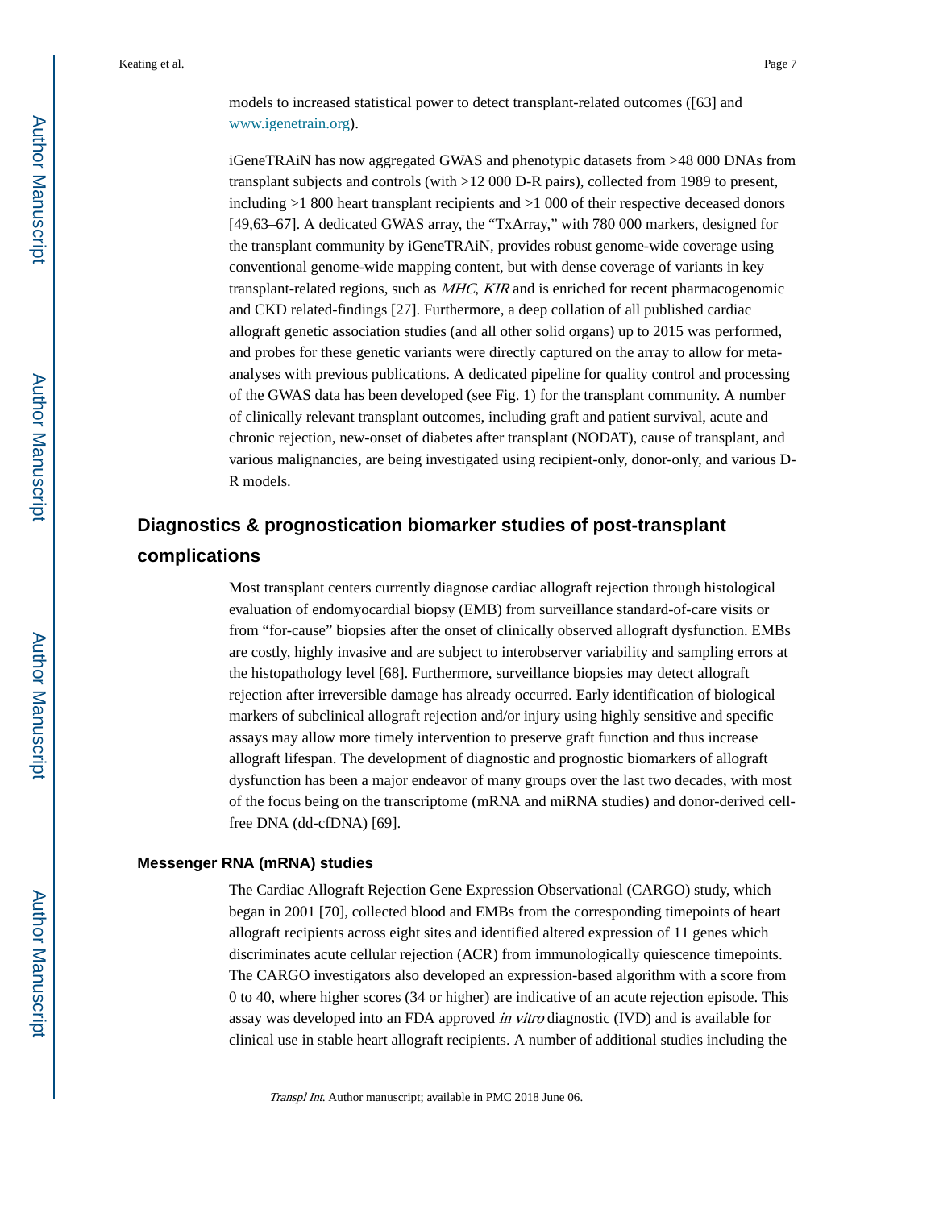models to increased statistical power to detect transplant-related outcomes ([63] and www.igenetrain.org).

iGeneTRAiN has now aggregated GWAS and phenotypic datasets from >48 000 DNAs from transplant subjects and controls (with >12 000 D-R pairs), collected from 1989 to present, including >1 800 heart transplant recipients and >1 000 of their respective deceased donors [49,63–67]. A dedicated GWAS array, the "TxArray," with 780 000 markers, designed for the transplant community by iGeneTRAiN, provides robust genome-wide coverage using conventional genome-wide mapping content, but with dense coverage of variants in key transplant-related regions, such as *MHC*, *KIR* and is enriched for recent pharmacogenomic and CKD related-findings [27]. Furthermore, a deep collation of all published cardiac allograft genetic association studies (and all other solid organs) up to 2015 was performed, and probes for these genetic variants were directly captured on the array to allow for meta-analyses with previous publications. A dedicated pipeline for quality control and processing of the GWAS data has been developed (see Fig. 1) for the transplant community. A number of clinically relevant transplant outcomes, including graft and patient survival, acute and chronic rejection, new-onset of diabetes after transplant (NODAT), cause of transplant, and various malignancies, are being investigated using recipient-only, donor-only, and various D-R models.

## Diagnostics & prognostication biomarker studies of post-transplant complications

Most transplant centers currently diagnose cardiac allograft rejection through histological evaluation of endomyocardial biopsy (EMB) from surveillance standard-of-care visits or from "for-cause" biopsies after the onset of clinically observed allograft dysfunction. EMBs are costly, highly invasive and are subject to interobserver variability and sampling errors at the histopathology level [68]. Furthermore, surveillance biopsies may detect allograft rejection after irreversible damage has already occurred. Early identification of biological markers of subclinical allograft rejection and/or injury using highly sensitive and specific assays may allow more timely intervention to preserve graft function and thus increase allograft lifespan. The development of diagnostic and prognostic biomarkers of allograft dysfunction has been a major endeavor of many groups over the last two decades, with most of the focus being on the transcriptome (mRNA and miRNA studies) and donor-derived cell-free DNA (dd-cfDNA) [69].

### Messenger RNA (mRNA) studies

The Cardiac Allograft Rejection Gene Expression Observational (CARGO) study, which began in 2001 [70], collected blood and EMBs from the corresponding timepoints of heart allograft recipients across eight sites and identified altered expression of 11 genes which discriminates acute cellular rejection (ACR) from immunologically quiescence timepoints. The CARGO investigators also developed an expression-based algorithm with a score from 0 to 40, where higher scores (34 or higher) are indicative of an acute rejection episode. This assay was developed into an FDA approved *in vitro* diagnostic (IVD) and is available for clinical use in stable heart allograft recipients. A number of additional studies including the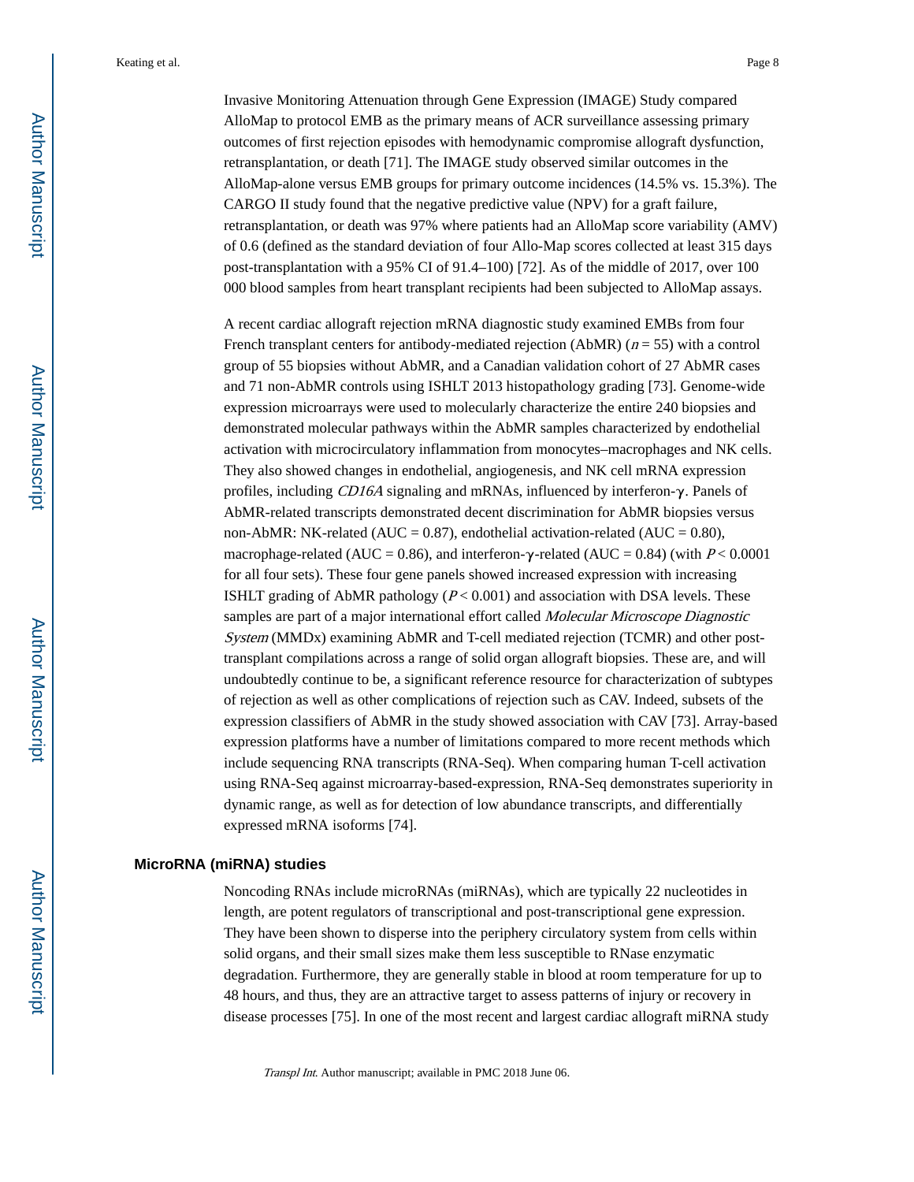Invasive Monitoring Attenuation through Gene Expression (IMAGE) Study compared AlloMap to protocol EMB as the primary means of ACR surveillance assessing primary outcomes of first rejection episodes with hemodynamic compromise allograft dysfunction, retransplantation, or death [71]. The IMAGE study observed similar outcomes in the AlloMap-alone versus EMB groups for primary outcome incidences (14.5% vs. 15.3%). The CARGO II study found that the negative predictive value (NPV) for a graft failure, retransplantation, or death was 97% where patients had an AlloMap score variability (AMV) of 0.6 (defined as the standard deviation of four Allo-Map scores collected at least 315 days post-transplantation with a 95% CI of 91.4–100) [72]. As of the middle of 2017, over 100 000 blood samples from heart transplant recipients had been subjected to AlloMap assays.

A recent cardiac allograft rejection mRNA diagnostic study examined EMBs from four French transplant centers for antibody-mediated rejection (AbMR) ($n = 55$) with a control group of 55 biopsies without AbMR, and a Canadian validation cohort of 27 AbMR cases and 71 non-AbMR controls using ISHLT 2013 histopathology grading [73]. Genome-wide expression microarrays were used to molecularly characterize the entire 240 biopsies and demonstrated molecular pathways within the AbMR samples characterized by endothelial activation with microcirculatory inflammation from monocytes–macrophages and NK cells. They also showed changes in endothelial, angiogenesis, and NK cell mRNA expression profiles, including *CD16A* signaling and mRNAs, influenced by interferon-$\gamma$. Panels of AbMR-related transcripts demonstrated decent discrimination for AbMR biopsies versus non-AbMR: NK-related (AUC = 0.87), endothelial activation-related (AUC = 0.80), macrophage-related (AUC = 0.86), and interferon-$\gamma$-related (AUC = 0.84) (with $P < 0.0001$ for all four sets). These four gene panels showed increased expression with increasing ISHLT grading of AbMR pathology ($P < 0.001$) and association with DSA levels. These samples are part of a major international effort called *Molecular Microscope Diagnostic System* (MMDx) examining AbMR and T-cell mediated rejection (TCMR) and other post-transplant compilations across a range of solid organ allograft biopsies. These are, and will undoubtedly continue to be, a significant reference resource for characterization of subtypes of rejection as well as other complications of rejection such as CAV. Indeed, subsets of the expression classifiers of AbMR in the study showed association with CAV [73]. Array-based expression platforms have a number of limitations compared to more recent methods which include sequencing RNA transcripts (RNA-Seq). When comparing human T-cell activation using RNA-Seq against microarray-based-expression, RNA-Seq demonstrates superiority in dynamic range, as well as for detection of low abundance transcripts, and differentially expressed mRNA isoforms [74].

### MicroRNA (miRNA) studies

Noncoding RNAs include microRNAs (miRNAs), which are typically 22 nucleotides in length, are potent regulators of transcriptional and post-transcriptional gene expression. They have been shown to disperse into the periphery circulatory system from cells within solid organs, and their small sizes make them less susceptible to RNase enzymatic degradation. Furthermore, they are generally stable in blood at room temperature for up to 48 hours, and thus, they are an attractive target to assess patterns of injury or recovery in disease processes [75]. In one of the most recent and largest cardiac allograft miRNA study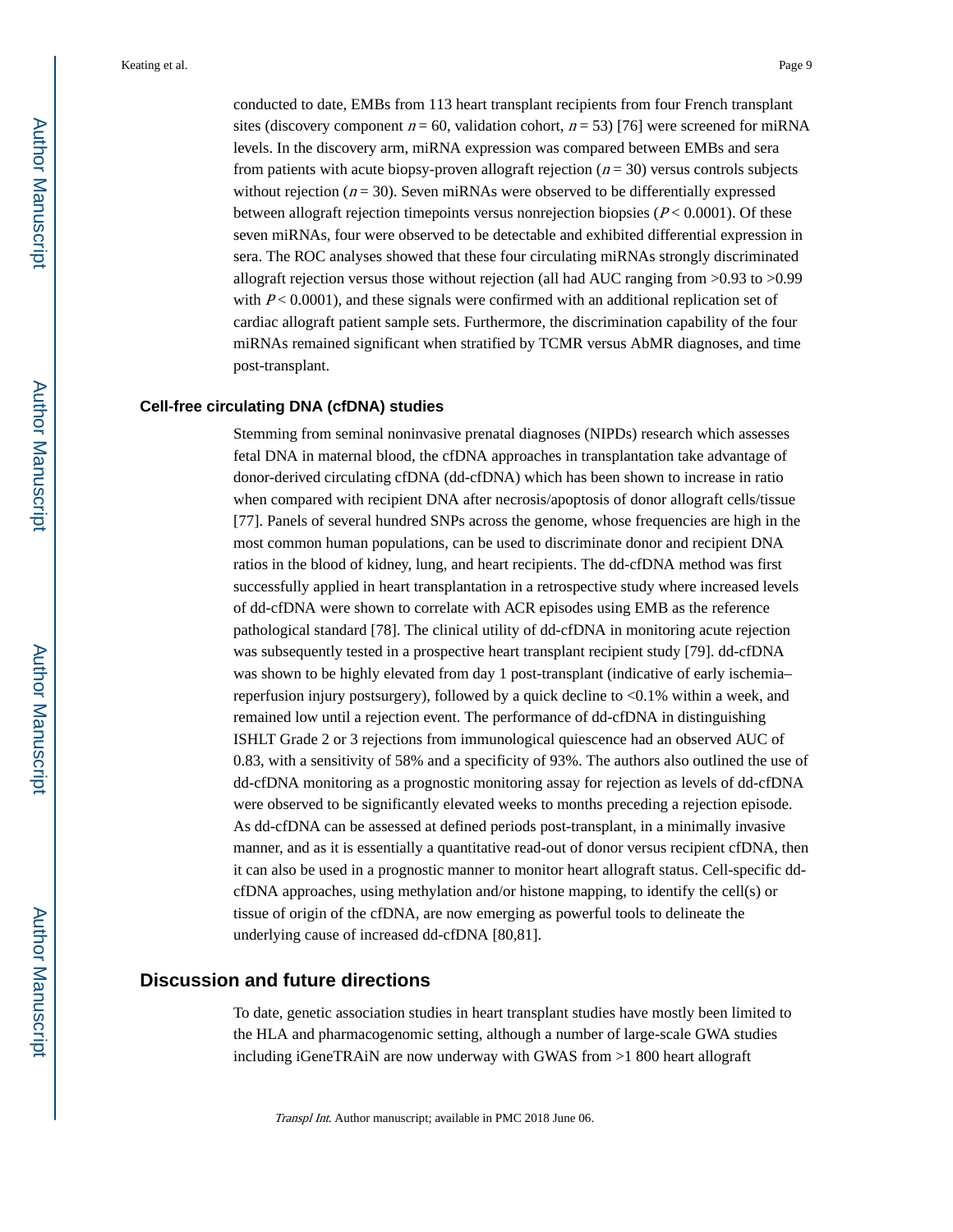conducted to date, EMBs from 113 heart transplant recipients from four French transplant sites (discovery component $n = 60$, validation cohort, $n = 53$) [76] were screened for miRNA levels. In the discovery arm, miRNA expression was compared between EMBs and sera from patients with acute biopsy-proven allograft rejection ($n = 30$) versus controls subjects without rejection ($n = 30$). Seven miRNAs were observed to be differentially expressed between allograft rejection timepoints versus nonrejection biopsies ($P < 0.0001$). Of these seven miRNAs, four were observed to be detectable and exhibited differential expression in sera. The ROC analyses showed that these four circulating miRNAs strongly discriminated allograft rejection versus those without rejection (all had AUC ranging from >0.93 to >0.99 with $P < 0.0001$), and these signals were confirmed with an additional replication set of cardiac allograft patient sample sets. Furthermore, the discrimination capability of the four miRNAs remained significant when stratified by TCMR versus AbMR diagnoses, and time post-transplant.

### Cell-free circulating DNA (cfDNA) studies

Stemming from seminal noninvasive prenatal diagnoses (NIPDs) research which assesses fetal DNA in maternal blood, the cfDNA approaches in transplantation take advantage of donor-derived circulating cfDNA (dd-cfDNA) which has been shown to increase in ratio when compared with recipient DNA after necrosis/apoptosis of donor allograft cells/tissue [77]. Panels of several hundred SNPs across the genome, whose frequencies are high in the most common human populations, can be used to discriminate donor and recipient DNA ratios in the blood of kidney, lung, and heart recipients. The dd-cfDNA method was first successfully applied in heart transplantation in a retrospective study where increased levels of dd-cfDNA were shown to correlate with ACR episodes using EMB as the reference pathological standard [78]. The clinical utility of dd-cfDNA in monitoring acute rejection was subsequently tested in a prospective heart transplant recipient study [79]. dd-cfDNA was shown to be highly elevated from day 1 post-transplant (indicative of early ischemia–reperfusion injury postsurgery), followed by a quick decline to <0.1% within a week, and remained low until a rejection event. The performance of dd-cfDNA in distinguishing ISHLT Grade 2 or 3 rejections from immunological quiescence had an observed AUC of 0.83, with a sensitivity of 58% and a specificity of 93%. The authors also outlined the use of dd-cfDNA monitoring as a prognostic monitoring assay for rejection as levels of dd-cfDNA were observed to be significantly elevated weeks to months preceding a rejection episode. As dd-cfDNA can be assessed at defined periods post-transplant, in a minimally invasive manner, and as it is essentially a quantitative read-out of donor versus recipient cfDNA, then it can also be used in a prognostic manner to monitor heart allograft status. Cell-specific dd-cfDNA approaches, using methylation and/or histone mapping, to identify the cell(s) or tissue of origin of the cfDNA, are now emerging as powerful tools to delineate the underlying cause of increased dd-cfDNA [80,81].

## Discussion and future directions

To date, genetic association studies in heart transplant studies have mostly been limited to the HLA and pharmacogenomic setting, although a number of large-scale GWA studies including iGeneTRAiN are now underway with GWAS from >1 800 heart allograft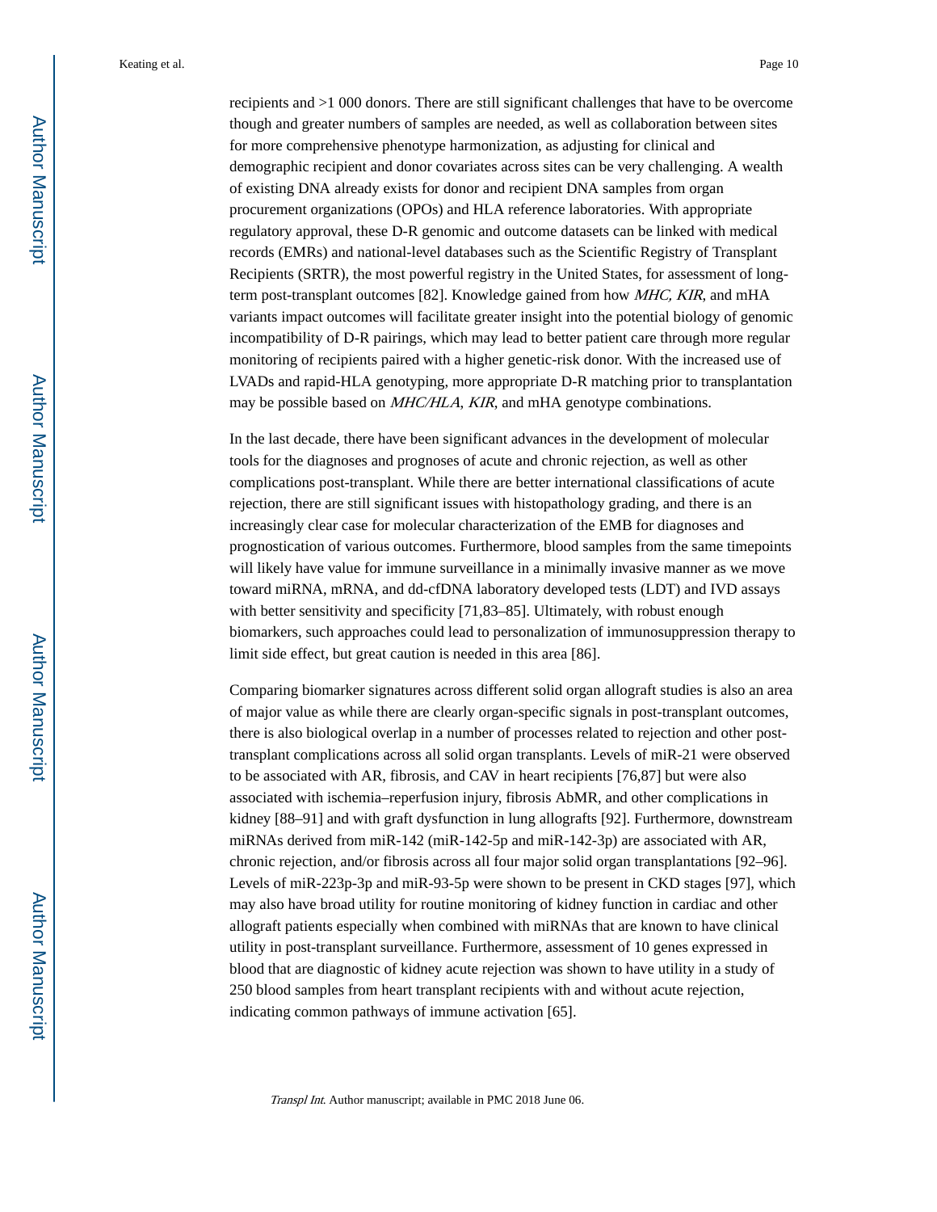recipients and >1 000 donors. There are still significant challenges that have to be overcome though and greater numbers of samples are needed, as well as collaboration between sites for more comprehensive phenotype harmonization, as adjusting for clinical and demographic recipient and donor covariates across sites can be very challenging. A wealth of existing DNA already exists for donor and recipient DNA samples from organ procurement organizations (OPOs) and HLA reference laboratories. With appropriate regulatory approval, these D-R genomic and outcome datasets can be linked with medical records (EMRs) and national-level databases such as the Scientific Registry of Transplant Recipients (SRTR), the most powerful registry in the United States, for assessment of long-term post-transplant outcomes [82]. Knowledge gained from how *MHC, KIR*, and mHA variants impact outcomes will facilitate greater insight into the potential biology of genomic incompatibility of D-R pairings, which may lead to better patient care through more regular monitoring of recipients paired with a higher genetic-risk donor. With the increased use of LVADs and rapid-HLA genotyping, more appropriate D-R matching prior to transplantation may be possible based on *MHC/HLA*, *KIR*, and mHA genotype combinations.

In the last decade, there have been significant advances in the development of molecular tools for the diagnoses and prognoses of acute and chronic rejection, as well as other complications post-transplant. While there are better international classifications of acute rejection, there are still significant issues with histopathology grading, and there is an increasingly clear case for molecular characterization of the EMB for diagnoses and prognostication of various outcomes. Furthermore, blood samples from the same timepoints will likely have value for immune surveillance in a minimally invasive manner as we move toward miRNA, mRNA, and dd-cfDNA laboratory developed tests (LDT) and IVD assays with better sensitivity and specificity [71,83–85]. Ultimately, with robust enough biomarkers, such approaches could lead to personalization of immunosuppression therapy to limit side effect, but great caution is needed in this area [86].

Comparing biomarker signatures across different solid organ allograft studies is also an area of major value as while there are clearly organ-specific signals in post-transplant outcomes, there is also biological overlap in a number of processes related to rejection and other post-transplant complications across all solid organ transplants. Levels of miR-21 were observed to be associated with AR, fibrosis, and CAV in heart recipients [76,87] but were also associated with ischemia–reperfusion injury, fibrosis AbMR, and other complications in kidney [88–91] and with graft dysfunction in lung allografts [92]. Furthermore, downstream miRNAs derived from miR-142 (miR-142-5p and miR-142-3p) are associated with AR, chronic rejection, and/or fibrosis across all four major solid organ transplantations [92–96]. Levels of miR-223p-3p and miR-93-5p were shown to be present in CKD stages [97], which may also have broad utility for routine monitoring of kidney function in cardiac and other allograft patients especially when combined with miRNAs that are known to have clinical utility in post-transplant surveillance. Furthermore, assessment of 10 genes expressed in blood that are diagnostic of kidney acute rejection was shown to have utility in a study of 250 blood samples from heart transplant recipients with and without acute rejection, indicating common pathways of immune activation [65].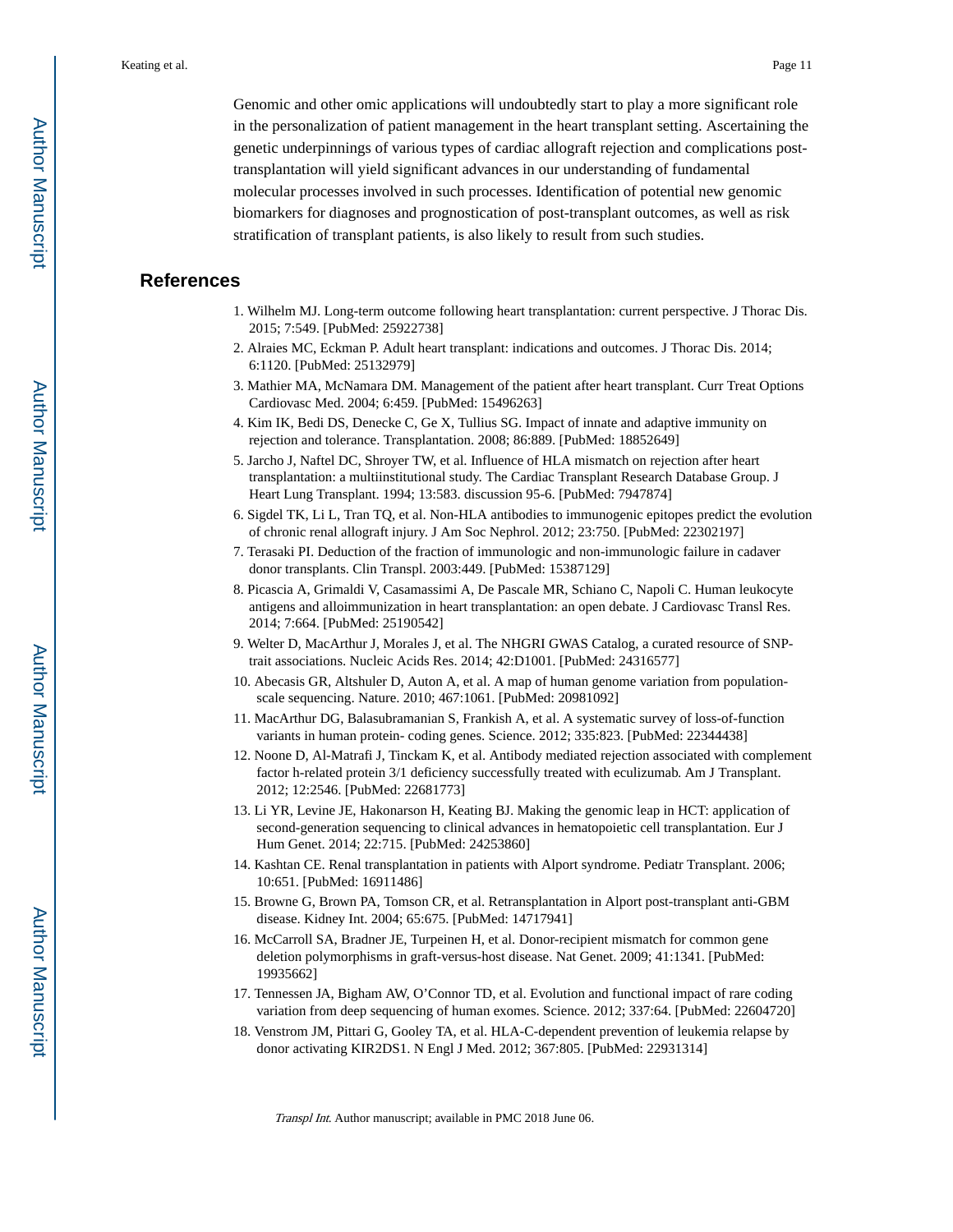Genomic and other omic applications will undoubtedly start to play a more significant role in the personalization of patient management in the heart transplant setting. Ascertaining the genetic underpinnings of various types of cardiac allograft rejection and complications post-transplantation will yield significant advances in our understanding of fundamental molecular processes involved in such processes. Identification of potential new genomic biomarkers for diagnoses and prognostication of post-transplant outcomes, as well as risk stratification of transplant patients, is also likely to result from such studies.

## References

1. Wilhelm MJ. Long-term outcome following heart transplantation: current perspective. J Thorac Dis. 2015; 7:549. [PubMed: 25922738]
2. Alraies MC, Eckman P. Adult heart transplant: indications and outcomes. J Thorac Dis. 2014; 6:1120. [PubMed: 25132979]
3. Mathier MA, McNamara DM. Management of the patient after heart transplant. Curr Treat Options Cardiovasc Med. 2004; 6:459. [PubMed: 15496263]
4. Kim IK, Bedi DS, Denecke C, Ge X, Tullius SG. Impact of innate and adaptive immunity on rejection and tolerance. Transplantation. 2008; 86:889. [PubMed: 18852649]
5. Jarcho J, Naftel DC, Shroyer TW, et al. Influence of HLA mismatch on rejection after heart transplantation: a multiinstitutional study. The Cardiac Transplant Research Database Group. J Heart Lung Transplant. 1994; 13:583. discussion 95-6. [PubMed: 7947874]
6. Sigdel TK, Li L, Tran TQ, et al. Non-HLA antibodies to immunogenic epitopes predict the evolution of chronic renal allograft injury. J Am Soc Nephrol. 2012; 23:750. [PubMed: 22302197]
7. Terasaki PI. Deduction of the fraction of immunologic and non-immunologic failure in cadaver donor transplants. Clin Transpl. 2003:449. [PubMed: 15387129]
8. Picascia A, Grimaldi V, Casamassimi A, De Pascale MR, Schiano C, Napoli C. Human leukocyte antigens and alloimmunization in heart transplantation: an open debate. J Cardiovasc Transl Res. 2014; 7:664. [PubMed: 25190542]
9. Welter D, MacArthur J, Morales J, et al. The NHGRI GWAS Catalog, a curated resource of SNP-trait associations. Nucleic Acids Res. 2014; 42:D1001. [PubMed: 24316577]
10. Abecasis GR, Altshuler D, Auton A, et al. A map of human genome variation from population-scale sequencing. Nature. 2010; 467:1061. [PubMed: 20981092]
11. MacArthur DG, Balasubramanian S, Frankish A, et al. A systematic survey of loss-of-function variants in human protein- coding genes. Science. 2012; 335:823. [PubMed: 22344438]
12. Noone D, Al-Matrafi J, Tinckam K, et al. Antibody mediated rejection associated with complement factor h-related protein 3/1 deficiency successfully treated with eculizumab. Am J Transplant. 2012; 12:2546. [PubMed: 22681773]
13. Li YR, Levine JE, Hakonarson H, Keating BJ. Making the genomic leap in HCT: application of second-generation sequencing to clinical advances in hematopoietic cell transplantation. Eur J Hum Genet. 2014; 22:715. [PubMed: 24253860]
14. Kashtan CE. Renal transplantation in patients with Alport syndrome. Pediatr Transplant. 2006; 10:651. [PubMed: 16911486]
15. Browne G, Brown PA, Tomson CR, et al. Retransplantation in Alport post-transplant anti-GBM disease. Kidney Int. 2004; 65:675. [PubMed: 14717941]
16. McCarroll SA, Bradner JE, Turpeinen H, et al. Donor-recipient mismatch for common gene deletion polymorphisms in graft-versus-host disease. Nat Genet. 2009; 41:1341. [PubMed: 19935662]
17. Tennessen JA, Bigham AW, O'Connor TD, et al. Evolution and functional impact of rare coding variation from deep sequencing of human exomes. Science. 2012; 337:64. [PubMed: 22604720]
18. Venstrom JM, Pittari G, Gooley TA, et al. HLA-C-dependent prevention of leukemia relapse by donor activating KIR2DS1. N Engl J Med. 2012; 367:805. [PubMed: 22931314]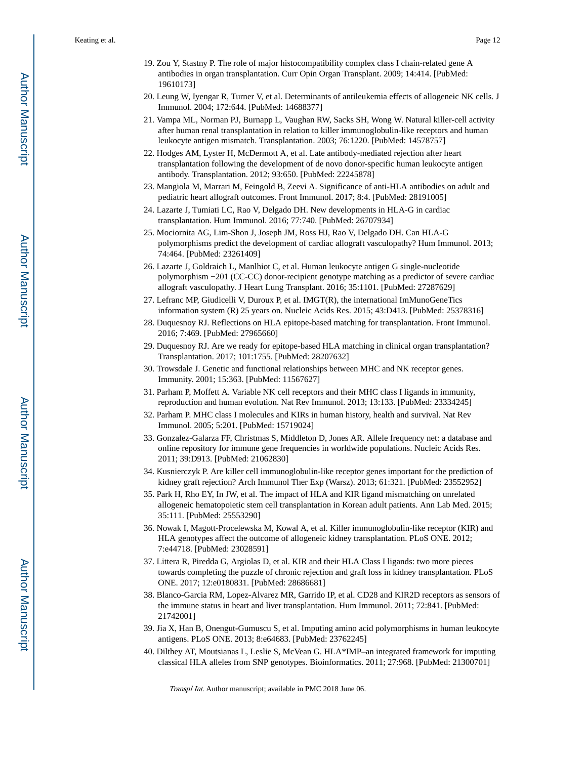19. Zou Y, Stastny P. The role of major histocompatibility complex class I chain-related gene A antibodies in organ transplantation. Curr Opin Organ Transplant. 2009; 14:414. [PubMed: 19610173]
20. Leung W, Iyengar R, Turner V, et al. Determinants of antileukemia effects of allogeneic NK cells. J Immunol. 2004; 172:644. [PubMed: 14688377]
21. Vampa ML, Norman PJ, Burnapp L, Vaughan RW, Sacks SH, Wong W. Natural killer-cell activity after human renal transplantation in relation to killer immunoglobulin-like receptors and human leukocyte antigen mismatch. Transplantation. 2003; 76:1220. [PubMed: 14578757]
22. Hodges AM, Lyster H, McDermott A, et al. Late antibody-mediated rejection after heart transplantation following the development of de novo donor-specific human leukocyte antigen antibody. Transplantation. 2012; 93:650. [PubMed: 22245878]
23. Mangiola M, Marrari M, Feingold B, Zeevi A. Significance of anti-HLA antibodies on adult and pediatric heart allograft outcomes. Front Immunol. 2017; 8:4. [PubMed: 28191005]
24. Lazarte J, Tumiati LC, Rao V, Delgado DH. New developments in HLA-G in cardiac transplantation. Hum Immunol. 2016; 77:740. [PubMed: 26707934]
25. Mociornita AG, Lim-Shon J, Joseph JM, Ross HJ, Rao V, Delgado DH. Can HLA-G polymorphisms predict the development of cardiac allograft vasculopathy? Hum Immunol. 2013; 74:464. [PubMed: 23261409]
26. Lazarte J, Goldraich L, Manlhiot C, et al. Human leukocyte antigen G single-nucleotide polymorphism −201 (CC-CC) donor-recipient genotype matching as a predictor of severe cardiac allograft vasculopathy. J Heart Lung Transplant. 2016; 35:1101. [PubMed: 27287629]
27. Lefranc MP, Giudicelli V, Duroux P, et al. IMGT(R), the international ImMunoGeneTics information system (R) 25 years on. Nucleic Acids Res. 2015; 43:D413. [PubMed: 25378316]
28. Duquesnoy RJ. Reflections on HLA epitope-based matching for transplantation. Front Immunol. 2016; 7:469. [PubMed: 27965660]
29. Duquesnoy RJ. Are we ready for epitope-based HLA matching in clinical organ transplantation? Transplantation. 2017; 101:1755. [PubMed: 28207632]
30. Trowsdale J. Genetic and functional relationships between MHC and NK receptor genes. Immunity. 2001; 15:363. [PubMed: 11567627]
31. Parham P, Moffett A. Variable NK cell receptors and their MHC class I ligands in immunity, reproduction and human evolution. Nat Rev Immunol. 2013; 13:133. [PubMed: 23334245]
32. Parham P. MHC class I molecules and KIRs in human history, health and survival. Nat Rev Immunol. 2005; 5:201. [PubMed: 15719024]
33. Gonzalez-Galarza FF, Christmas S, Middleton D, Jones AR. Allele frequency net: a database and online repository for immune gene frequencies in worldwide populations. Nucleic Acids Res. 2011; 39:D913. [PubMed: 21062830]
34. Kusnierczyk P. Are killer cell immunoglobulin-like receptor genes important for the prediction of kidney graft rejection? Arch Immunol Ther Exp (Warsz). 2013; 61:321. [PubMed: 23552952]
35. Park H, Rho EY, In JW, et al. The impact of HLA and KIR ligand mismatching on unrelated allogeneic hematopoietic stem cell transplantation in Korean adult patients. Ann Lab Med. 2015; 35:111. [PubMed: 25553290]
36. Nowak I, Magott-Procelewska M, Kowal A, et al. Killer immunoglobulin-like receptor (KIR) and HLA genotypes affect the outcome of allogeneic kidney transplantation. PLoS ONE. 2012; 7:e44718. [PubMed: 23028591]
37. Littera R, Piredda G, Argiolas D, et al. KIR and their HLA Class I ligands: two more pieces towards completing the puzzle of chronic rejection and graft loss in kidney transplantation. PLoS ONE. 2017; 12:e0180831. [PubMed: 28686681]
38. Blanco-Garcia RM, Lopez-Alvarez MR, Garrido IP, et al. CD28 and KIR2D receptors as sensors of the immune status in heart and liver transplantation. Hum Immunol. 2011; 72:841. [PubMed: 21742001]
39. Jia X, Han B, Onengut-Gumuscu S, et al. Imputing amino acid polymorphisms in human leukocyte antigens. PLoS ONE. 2013; 8:e64683. [PubMed: 23762245]
40. Dilthey AT, Moutsianas L, Leslie S, McVean G. HLA*IMP–an integrated framework for imputing classical HLA alleles from SNP genotypes. Bioinformatics. 2011; 27:968. [PubMed: 21300701]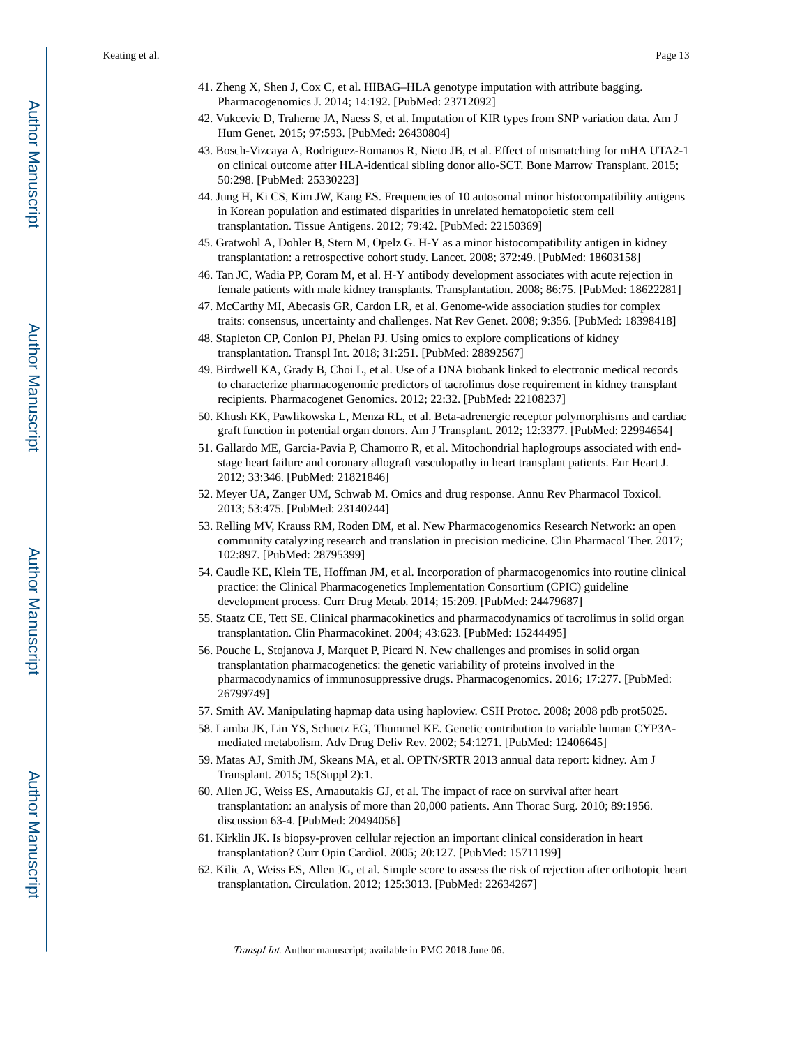41. Zheng X, Shen J, Cox C, et al. HIBAG–HLA genotype imputation with attribute bagging. Pharmacogenomics J. 2014; 14:192. [PubMed: 23712092]
42. Vukcevic D, Traherne JA, Naess S, et al. Imputation of KIR types from SNP variation data. Am J Hum Genet. 2015; 97:593. [PubMed: 26430804]
43. Bosch-Vizcaya A, Rodriguez-Romanos R, Nieto JB, et al. Effect of mismatching for mHA UTA2-1 on clinical outcome after HLA-identical sibling donor allo-SCT. Bone Marrow Transplant. 2015; 50:298. [PubMed: 25330223]
44. Jung H, Ki CS, Kim JW, Kang ES. Frequencies of 10 autosomal minor histocompatibility antigens in Korean population and estimated disparities in unrelated hematopoietic stem cell transplantation. Tissue Antigens. 2012; 79:42. [PubMed: 22150369]
45. Gratwohl A, Dohler B, Stern M, Opelz G. H-Y as a minor histocompatibility antigen in kidney transplantation: a retrospective cohort study. Lancet. 2008; 372:49. [PubMed: 18603158]
46. Tan JC, Wadia PP, Coram M, et al. H-Y antibody development associates with acute rejection in female patients with male kidney transplants. Transplantation. 2008; 86:75. [PubMed: 18622281]
47. McCarthy MI, Abecasis GR, Cardon LR, et al. Genome-wide association studies for complex traits: consensus, uncertainty and challenges. Nat Rev Genet. 2008; 9:356. [PubMed: 18398418]
48. Stapleton CP, Conlon PJ, Phelan PJ. Using omics to explore complications of kidney transplantation. Transpl Int. 2018; 31:251. [PubMed: 28892567]
49. Birdwell KA, Grady B, Choi L, et al. Use of a DNA biobank linked to electronic medical records to characterize pharmacogenomic predictors of tacrolimus dose requirement in kidney transplant recipients. Pharmacogenet Genomics. 2012; 22:32. [PubMed: 22108237]
50. Khush KK, Pawlikowska L, Menza RL, et al. Beta-adrenergic receptor polymorphisms and cardiac graft function in potential organ donors. Am J Transplant. 2012; 12:3377. [PubMed: 22994654]
51. Gallardo ME, Garcia-Pavia P, Chamorro R, et al. Mitochondrial haplogroups associated with end-stage heart failure and coronary allograft vasculopathy in heart transplant patients. Eur Heart J. 2012; 33:346. [PubMed: 21821846]
52. Meyer UA, Zanger UM, Schwab M. Omics and drug response. Annu Rev Pharmacol Toxicol. 2013; 53:475. [PubMed: 23140244]
53. Relling MV, Krauss RM, Roden DM, et al. New Pharmacogenomics Research Network: an open community catalyzing research and translation in precision medicine. Clin Pharmacol Ther. 2017; 102:897. [PubMed: 28795399]
54. Caudle KE, Klein TE, Hoffman JM, et al. Incorporation of pharmacogenomics into routine clinical practice: the Clinical Pharmacogenetics Implementation Consortium (CPIC) guideline development process. Curr Drug Metab. 2014; 15:209. [PubMed: 24479687]
55. Staatz CE, Tett SE. Clinical pharmacokinetics and pharmacodynamics of tacrolimus in solid organ transplantation. Clin Pharmacokinet. 2004; 43:623. [PubMed: 15244495]
56. Pouche L, Stojanova J, Marquet P, Picard N. New challenges and promises in solid organ transplantation pharmacogenetics: the genetic variability of proteins involved in the pharmacodynamics of immunosuppressive drugs. Pharmacogenomics. 2016; 17:277. [PubMed: 26799749]
57. Smith AV. Manipulating hapmap data using haploview. CSH Protoc. 2008; 2008 pdb prot5025.
58. Lamba JK, Lin YS, Schuetz EG, Thummel KE. Genetic contribution to variable human CYP3A-mediated metabolism. Adv Drug Deliv Rev. 2002; 54:1271. [PubMed: 12406645]
59. Matas AJ, Smith JM, Skeans MA, et al. OPTN/SRTR 2013 annual data report: kidney. Am J Transplant. 2015; 15(Suppl 2):1.
60. Allen JG, Weiss ES, Arnaoutakis GJ, et al. The impact of race on survival after heart transplantation: an analysis of more than 20,000 patients. Ann Thorac Surg. 2010; 89:1956. discussion 63-4. [PubMed: 20494056]
61. Kirklin JK. Is biopsy-proven cellular rejection an important clinical consideration in heart transplantation? Curr Opin Cardiol. 2005; 20:127. [PubMed: 15711199]
62. Kilic A, Weiss ES, Allen JG, et al. Simple score to assess the risk of rejection after orthotopic heart transplantation. Circulation. 2012; 125:3013. [PubMed: 22634267]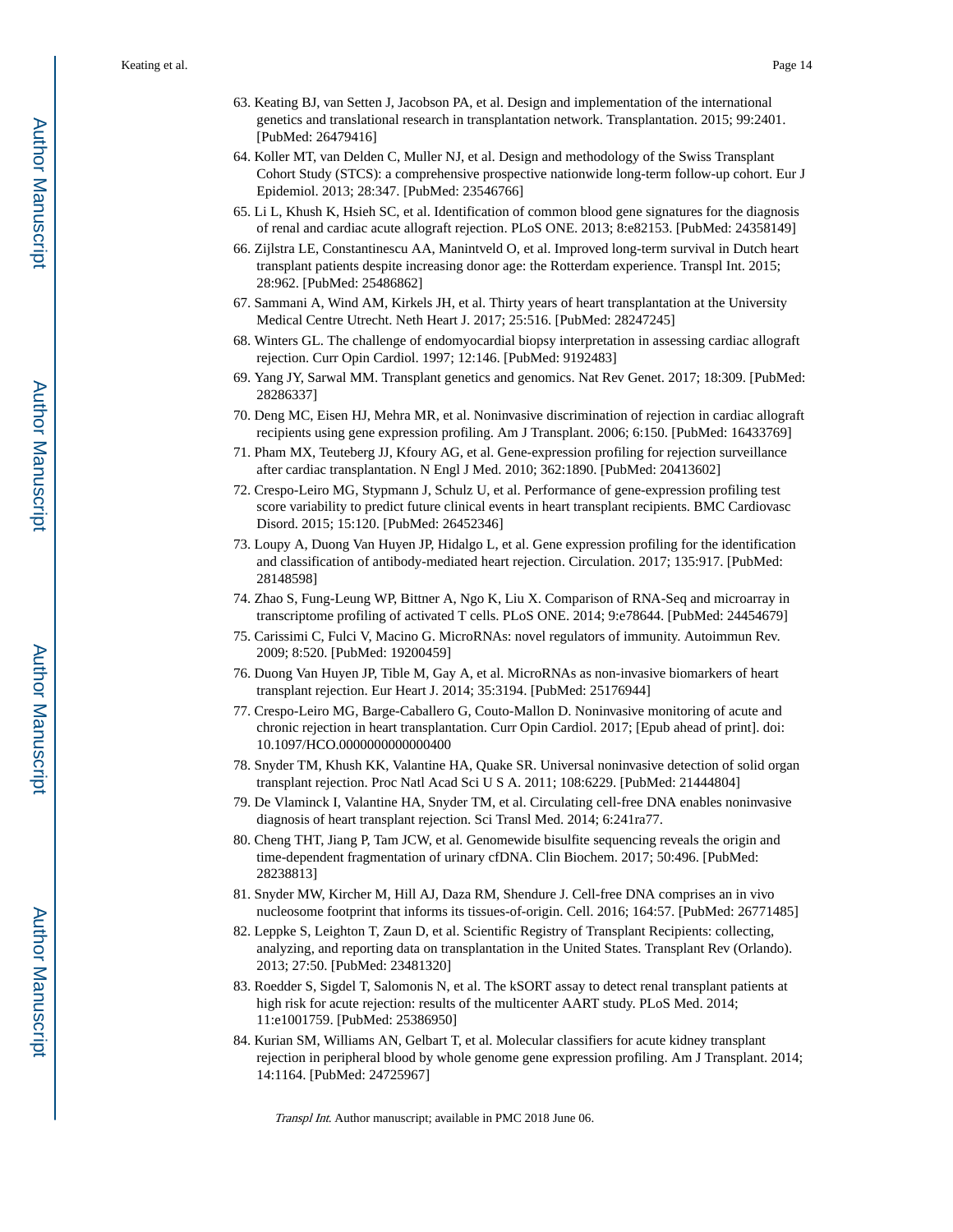63. Keating BJ, van Setten J, Jacobson PA, et al. Design and implementation of the international genetics and translational research in transplantation network. Transplantation. 2015; 99:2401. [PubMed: 26479416]
64. Koller MT, van Delden C, Muller NJ, et al. Design and methodology of the Swiss Transplant Cohort Study (STCS): a comprehensive prospective nationwide long-term follow-up cohort. Eur J Epidemiol. 2013; 28:347. [PubMed: 23546766]
65. Li L, Khush K, Hsieh SC, et al. Identification of common blood gene signatures for the diagnosis of renal and cardiac acute allograft rejection. PLoS ONE. 2013; 8:e82153. [PubMed: 24358149]
66. Zijlstra LE, Constantinescu AA, Manintveld O, et al. Improved long-term survival in Dutch heart transplant patients despite increasing donor age: the Rotterdam experience. Transpl Int. 2015; 28:962. [PubMed: 25486862]
67. Sammani A, Wind AM, Kirkels JH, et al. Thirty years of heart transplantation at the University Medical Centre Utrecht. Neth Heart J. 2017; 25:516. [PubMed: 28247245]
68. Winters GL. The challenge of endomyocardial biopsy interpretation in assessing cardiac allograft rejection. Curr Opin Cardiol. 1997; 12:146. [PubMed: 9192483]
69. Yang JY, Sarwal MM. Transplant genetics and genomics. Nat Rev Genet. 2017; 18:309. [PubMed: 28286337]
70. Deng MC, Eisen HJ, Mehra MR, et al. Noninvasive discrimination of rejection in cardiac allograft recipients using gene expression profiling. Am J Transplant. 2006; 6:150. [PubMed: 16433769]
71. Pham MX, Teuteberg JJ, Kfoury AG, et al. Gene-expression profiling for rejection surveillance after cardiac transplantation. N Engl J Med. 2010; 362:1890. [PubMed: 20413602]
72. Crespo-Leiro MG, Stypmann J, Schulz U, et al. Performance of gene-expression profiling test score variability to predict future clinical events in heart transplant recipients. BMC Cardiovasc Disord. 2015; 15:120. [PubMed: 26452346]
73. Loupy A, Duong Van Huyen JP, Hidalgo L, et al. Gene expression profiling for the identification and classification of antibody-mediated heart rejection. Circulation. 2017; 135:917. [PubMed: 28148598]
74. Zhao S, Fung-Leung WP, Bittner A, Ngo K, Liu X. Comparison of RNA-Seq and microarray in transcriptome profiling of activated T cells. PLoS ONE. 2014; 9:e78644. [PubMed: 24454679]
75. Carissimi C, Fulci V, Macino G. MicroRNAs: novel regulators of immunity. Autoimmun Rev. 2009; 8:520. [PubMed: 19200459]
76. Duong Van Huyen JP, Tible M, Gay A, et al. MicroRNAs as non-invasive biomarkers of heart transplant rejection. Eur Heart J. 2014; 35:3194. [PubMed: 25176944]
77. Crespo-Leiro MG, Barge-Caballero G, Couto-Mallon D. Noninvasive monitoring of acute and chronic rejection in heart transplantation. Curr Opin Cardiol. 2017; [Epub ahead of print]. doi: 10.1097/HCO.0000000000000400
78. Snyder TM, Khush KK, Valantine HA, Quake SR. Universal noninvasive detection of solid organ transplant rejection. Proc Natl Acad Sci U S A. 2011; 108:6229. [PubMed: 21444804]
79. De Vlaminck I, Valantine HA, Snyder TM, et al. Circulating cell-free DNA enables noninvasive diagnosis of heart transplant rejection. Sci Transl Med. 2014; 6:241ra77.
80. Cheng THT, Jiang P, Tam JCW, et al. Genomewide bisulfite sequencing reveals the origin and time-dependent fragmentation of urinary cfDNA. Clin Biochem. 2017; 50:496. [PubMed: 28238813]
81. Snyder MW, Kircher M, Hill AJ, Daza RM, Shendure J. Cell-free DNA comprises an in vivo nucleosome footprint that informs its tissues-of-origin. Cell. 2016; 164:57. [PubMed: 26771485]
82. Leppke S, Leighton T, Zaun D, et al. Scientific Registry of Transplant Recipients: collecting, analyzing, and reporting data on transplantation in the United States. Transplant Rev (Orlando). 2013; 27:50. [PubMed: 23481320]
83. Roedder S, Sigdel T, Salomonis N, et al. The kSORT assay to detect renal transplant patients at high risk for acute rejection: results of the multicenter AART study. PLoS Med. 2014; 11:e1001759. [PubMed: 25386950]
84. Kurian SM, Williams AN, Gelbart T, et al. Molecular classifiers for acute kidney transplant rejection in peripheral blood by whole genome gene expression profiling. Am J Transplant. 2014; 14:1164. [PubMed: 24725967]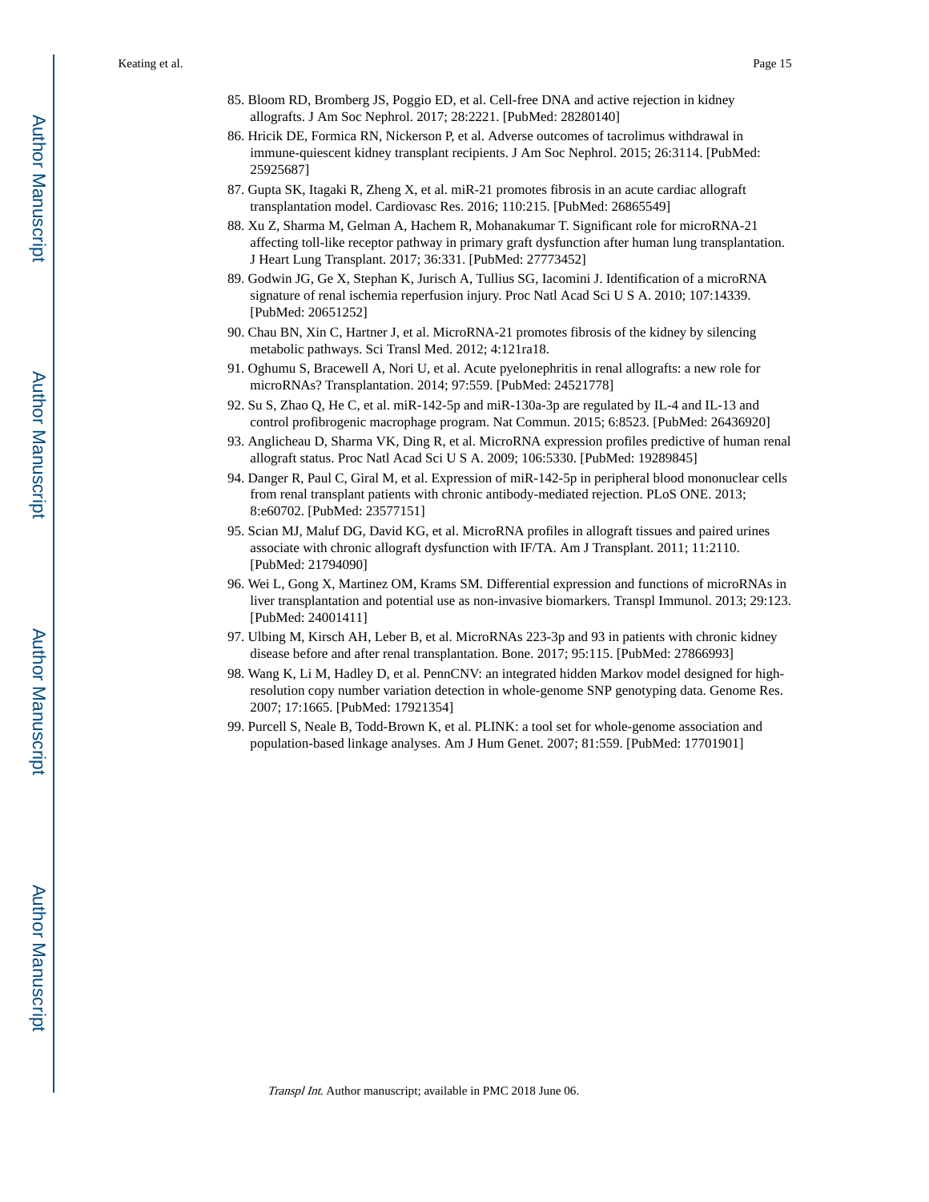85. Bloom RD, Bromberg JS, Poggio ED, et al. Cell-free DNA and active rejection in kidney allografts. J Am Soc Nephrol. 2017; 28:2221. [PubMed: 28280140]
86. Hricik DE, Formica RN, Nickerson P, et al. Adverse outcomes of tacrolimus withdrawal in immune-quiescent kidney transplant recipients. J Am Soc Nephrol. 2015; 26:3114. [PubMed: 25925687]
87. Gupta SK, Itagaki R, Zheng X, et al. miR-21 promotes fibrosis in an acute cardiac allograft transplantation model. Cardiovasc Res. 2016; 110:215. [PubMed: 26865549]
88. Xu Z, Sharma M, Gelman A, Hachem R, Mohanakumar T. Significant role for microRNA-21 affecting toll-like receptor pathway in primary graft dysfunction after human lung transplantation. J Heart Lung Transplant. 2017; 36:331. [PubMed: 27773452]
89. Godwin JG, Ge X, Stephan K, Jurisch A, Tullius SG, Iacomini J. Identification of a microRNA signature of renal ischemia reperfusion injury. Proc Natl Acad Sci U S A. 2010; 107:14339. [PubMed: 20651252]
90. Chau BN, Xin C, Hartner J, et al. MicroRNA-21 promotes fibrosis of the kidney by silencing metabolic pathways. Sci Transl Med. 2012; 4:121ra18.
91. Oghumu S, Bracewell A, Nori U, et al. Acute pyelonephritis in renal allografts: a new role for microRNAs? Transplantation. 2014; 97:559. [PubMed: 24521778]
92. Su S, Zhao Q, He C, et al. miR-142-5p and miR-130a-3p are regulated by IL-4 and IL-13 and control profibrogenic macrophage program. Nat Commun. 2015; 6:8523. [PubMed: 26436920]
93. Anglicheau D, Sharma VK, Ding R, et al. MicroRNA expression profiles predictive of human renal allograft status. Proc Natl Acad Sci U S A. 2009; 106:5330. [PubMed: 19289845]
94. Danger R, Paul C, Giral M, et al. Expression of miR-142-5p in peripheral blood mononuclear cells from renal transplant patients with chronic antibody-mediated rejection. PLoS ONE. 2013; 8:e60702. [PubMed: 23577151]
95. Scian MJ, Maluf DG, David KG, et al. MicroRNA profiles in allograft tissues and paired urines associate with chronic allograft dysfunction with IF/TA. Am J Transplant. 2011; 11:2110. [PubMed: 21794090]
96. Wei L, Gong X, Martinez OM, Krams SM. Differential expression and functions of microRNAs in liver transplantation and potential use as non-invasive biomarkers. Transpl Immunol. 2013; 29:123. [PubMed: 24001411]
97. Ulbing M, Kirsch AH, Leber B, et al. MicroRNAs 223-3p and 93 in patients with chronic kidney disease before and after renal transplantation. Bone. 2017; 95:115. [PubMed: 27866993]
98. Wang K, Li M, Hadley D, et al. PennCNV: an integrated hidden Markov model designed for high-resolution copy number variation detection in whole-genome SNP genotyping data. Genome Res. 2007; 17:1665. [PubMed: 17921354]
99. Purcell S, Neale B, Todd-Brown K, et al. PLINK: a tool set for whole-genome association and population-based linkage analyses. Am J Hum Genet. 2007; 81:559. [PubMed: 17701901]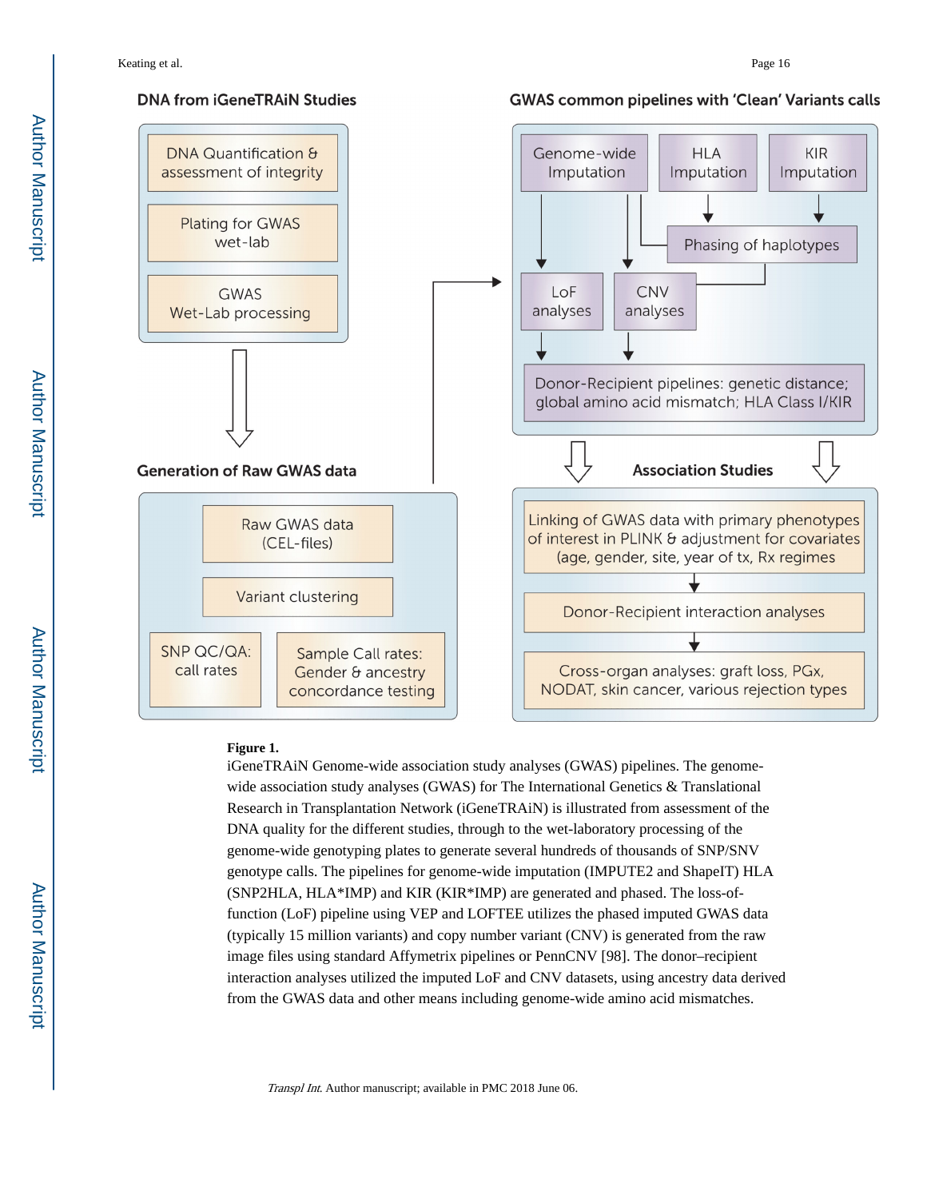## DNA from iGeneTRAiN Studies

- DNA Quantification & assessment of integrity
- Plating for GWAS wet-lab
- GWAS Wet-Lab processing

## Generation of Raw GWAS data

- Raw GWAS data (CEL-files)
- Variant clustering
- SNP QC/QA: call rates
- Sample Call rates: Gender & ancestry concordance testing

## GWAS common pipelines with 'Clean' Variants calls

- Genome-wide Imputation
- HLA Imputation
- KIR Imputation
- Phasing of haplotypes
- LoF analyses
- CNV analyses
- Donor-Recipient pipelines: genetic distance; global amino acid mismatch; HLA Class I/KIR

## Association Studies

- Linking of GWAS data with primary phenotypes of interest in PLINK & adjustment for covariates (age, gender, site, year of tx, Rx regimes
- Donor-Recipient interaction analyses
- Cross-organ analyses: graft loss, PGx, NODAT, skin cancer, various rejection types

**Figure 1.**

iGeneTRAiN Genome-wide association study analyses (GWAS) pipelines. The genome-wide association study analyses (GWAS) for The International Genetics & Translational Research in Transplantation Network (iGeneTRAiN) is illustrated from assessment of the DNA quality for the different studies, through to the wet-laboratory processing of the genome-wide genotyping plates to generate several hundreds of thousands of SNP/SNV genotype calls. The pipelines for genome-wide imputation (IMPUTE2 and ShapeIT) HLA (SNP2HLA, HLA*IMP) and KIR (KIR*IMP) are generated and phased. The loss-of-function (LoF) pipeline using VEP and LOFTEE utilizes the phased imputed GWAS data (typically 15 million variants) and copy number variant (CNV) is generated from the raw image files using standard Affymetrix pipelines or PennCNV [98]. The donor–recipient interaction analyses utilized the imputed LoF and CNV datasets, using ancestry data derived from the GWAS data and other means including genome-wide amino acid mismatches.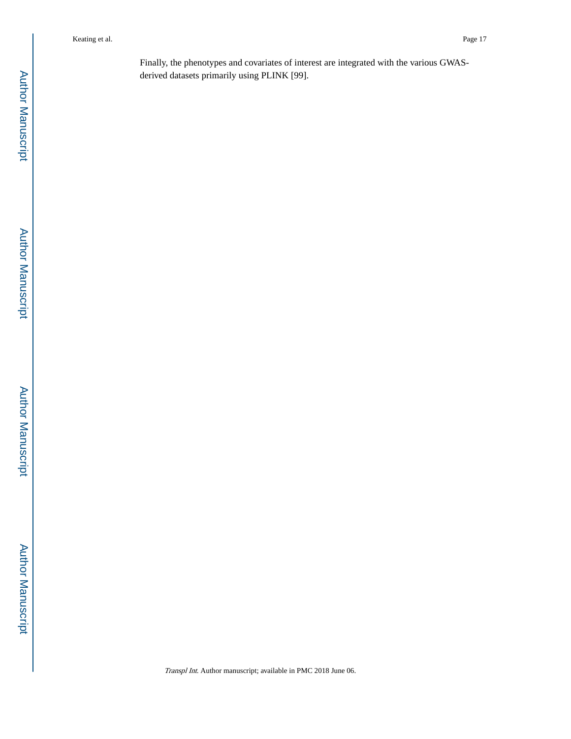Finally, the phenotypes and covariates of interest are integrated with the various GWAS-derived datasets primarily using PLINK [99].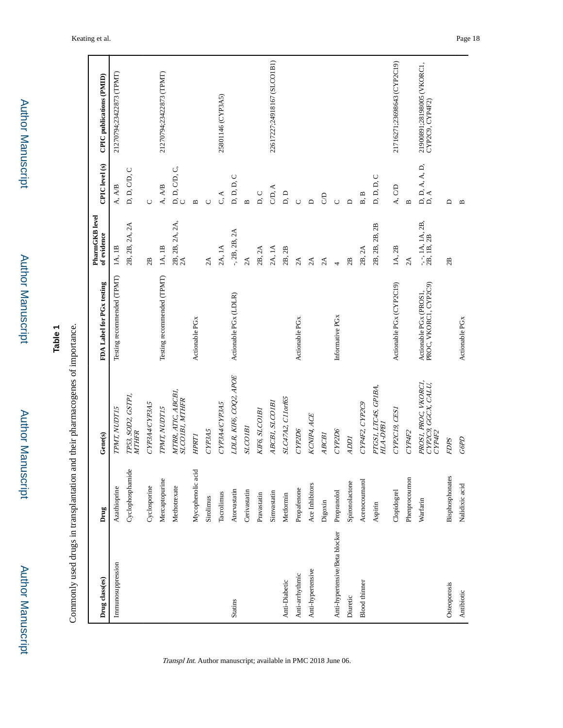# Table 1

Commonly used drugs in transplantation and their pharmacogenes of importance.

| Drug class(es) | Drug | Gene(s) | FDA Label for PGx testing | PharmGKB level of evidence | CPIC level (s) | CPIC publications (PMID) |
|---|---|---|---|---|---|---|
| Immunosuppression | Azathioprine | *TPMT, NUDT15* | Testing recommended (TPMT) | 1A, 1B | A, A/B | 21270794;23422873 (TPMT) |
| | Cyclophosphamide | *TP53, SOD2, GSTP1, MTHFR* | | 2B, 2B, 2A, 2A | D, D, C/D, C | |
| | Cyclosporine | *CYP3A4/CYP3A5* | | 2B | C | |
| | Mercaptopurine | *TPMT, NUDT15* | Testing recommended (TPMT) | 1A, 1B | A, A/B | 21270794;23422873 (TPMT) |
| | Methotrexate | *MTRR, ATIC, ABCB1, SLCO1B1, MTHFR* | | 2B, 2B, 2A, 2A, 2A | D, D, C/D, C, C | |
| | Mycophenolic acid | *HPRT1* | Actionable PGx | | B | |
| | Sirolimus | *CYP3A5* | | 2A | C | |
| | Tacrolimus | *CYP3A4/CYP3A5* | | 2A, 1A | C, A | 25801146 (CYP3A5) |
| Statins | Atorvastatin | *LDLR, KIF6, COQ2, APOE* | Actionable PGx (LDLR) | -, 2B, 2B, 2A | D, D, D, C | |
| | Cerivastatin | *SLCO1B1* | | 2A | B | |
| | Pravastatin | *KIF6, SLCO1B1* | | 2B, 2A | D, C | |
| | Simvastatin | *ABCB1, SLCO1B1* | | 2A, 1A | C/D, A | 22617227;24918167 (SLCO1B1) |
| Anti-Diabetic | Metformin | *SLC47A2, C11orf65* | | 2B, 2B | D, D | |
| Anti-arrhythmic | Propafenone | *CYP2D6* | Actionable PGx | 2A | C | |
| Anti-hypertensive | Ace Inhibitors | *KCNIP4, ACE* | | 2A | D | |
| | Digoxin | *ABCB1* | | 2A | C/D | |
| Anti-hypertensive/Beta blocker | Propranolol | *CYP2D6* | Informative PGx | 4 | C | |
| Diuretic | Spironolactone | *ADD1* | | 2B | D | |
| Blood thinner | Acenocoumarol | *CYP4F2, CYP2C9* | | 2B, 2A | B, B | |
| | Aspirin | *PTGS1, LTC4S, GP1BA, HLA-DPB1* | | 2B, 2B, 2B, 2B | D, D, D, C | |
| | Clopidogrel | *CYP2C19, CES1* | Actionable PGx (CYP2C19) | 1A, 2B | A, C/D | 21716271;23698643 (CYP2C19) |
| | Phenprocoumon | *CYP4F2* | | 2A | B | |
| | Warfarin | *PROS1, PROC, VKORC1, CYP2C9, GGCX, CALU, CYP4F2* | Actionable PGx (PROS1, PROC, VKORC1, CYP2C9) | -, -, 1A, 1A, 2B, 2B, 1B, 2B | D, D, A, A, D, D, A | 21900891;28198005 (VKORC1, CYP2C9, CYP4F2) |
| Osteoporosis | Bisphosphonates | *FDPS* | | 2B | D | |
| Antibiotic | Nalidixic acid | *G6PD* | Actionable PGx | | B | |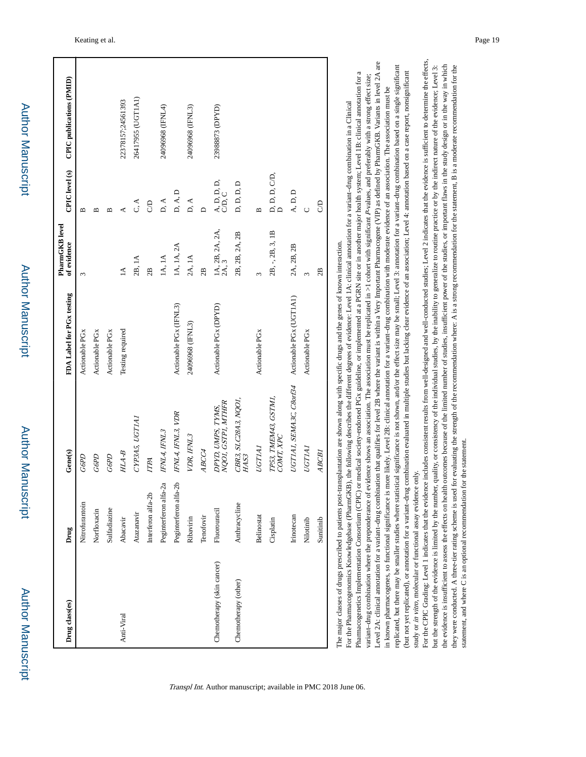| Drug class(es) | Drug | Gene(s) | FDA Label for PGx testing | PharmGKB level of evidence | CPIC level (s) | CPIC publications (PMID) |
|---|---|---|---|---|---|---|
| | Nitrofurantoin | *G6PD* | Actionable PGx | 3 | B | |
| | Norfloxacin | *G6PD* | Actionable PGx | | B | |
| | Sulfadiazine | *G6PD* | Actionable PGx | | B | |
| Anti-Viral | Abacavir | *HLA-B* | Testing required | 1A | A | 22378157;24561393 |
| | Atazanavir | *CYP3A5, UGT1A1* | | 2B, 1A | C, A | 26417955 (UGT1A1) |
| | Interferon alfa-2b | *ITPA* | | 2B | C/D | |
| | Peginterferon alfa-2a | *IFNL4, IFNL3* | | 1A, 1A | D, A | 24096968 (IFNL4) |
| | Peginterferon alfa-2b | *IFNL4, IFNL3, VDR* | Actionable PGx (IFNL3) | 1A, 1A, 2A | D, A, D | |
| | Ribavirin | *VDR, IFNL3* | 24096968 (IFNL3) | 2A, 1A | D, A | 24096968 (IFNL3) |
| | Tenofovir | *ABCC4* | | 2B | D | |
| Chemotherapy (skin cancer) | Fluorouracil | *DPYD, UMPS, TYMS, NQO1, GSTP1, MTHFR* | Actionable PGx (DPYD) | 1A, 2B, 2A, 2A, 2A, 3 | A, D, D, D, C/D, C | 23988873 (DPYD) |
| Chemotherapy (other) | Anthracycline | *CBR3, SLC28A3, NQO1, HAS3* | | 2B, 2B, 2A, 2B | D, D, D, D | |
| | Belinostat | *UGT1A1* | Actionable PGx | 3 | B | |
| | Cisplatin | *TP53, TMEM43, GSTM1, COMT, XPC* | | 2B, -, 2B, 3, 1B | D, D, D, C/D, D | |
| | Irinotecan | *UGT1A1, SEMA3C, C8orf34* | Actionable PGx (UGT1A1) | 2A, 2B, 2B | A, D, D | |
| | Nilotinib | *UGT1A1* | Actionable PGx | 3 | C | |
| | Sunitinib | *ABCB1* | | 2B | C/D | |

The major classes of drugs prescribed to patients post-transplantation are shown along with specific drugs and the genes of known interaction.

For the Pharmacogenomics Knowledgebase (PharmGKB), the following describes the different degrees of evidence: Level 1A: clinical annotation for a variant–drug combination in a Clinical Pharmacogenetics Implementation Consortium (CPIC) or medical society-endorsed PGx guideline, or implemented at a PGRN site or in another major health system; Level 1B: clinical annotation for a variant–drug combination where the preponderance of evidence shows an association. The association must be replicated in >1 cohort with significant *P*-values, and preferably with a strong effect size; Level 2A: clinical annotation for a variant–drug combination that qualifies for level 2B where the variant is within a Very Important Pharmacogene (VIP) as defined by PharmGKB. Variants in level 2A are in known pharmacogenes, so functional significance is more likely. Level 2B: clinical annotation for a variant–drug combination with moderate evidence of an association. The association must be replicated, but there may be smaller studies where statistical significance is not shown, and/or the effect size may be small; Level 3: annotation for a variant–drug combination based on a single significant (but not yet replicated), or annotation for a variant–drug combination evaluated in multiple studies but lacking clear evidence of an association; Level 4: annotation based on a case report, nonsignificant study or *in vitro*, molecular or functional assay evidence only.

For the CPIC Grading: Level 1 indicates that the evidence includes consistent results from well-designed and well-conducted studies; Level 2 indicates that the evidence is sufficient to determine the effects, but the strength of the evidence is limited by the number, quality, or consistency of the individual studies, by the inability to generalize to routine practice or by the indirect nature of the evidence; Level 3: the evidence is insufficient to assess the effects on health outcomes because of the limited number of studies, insufficient power of the studies, or important flaws in the study design or in the way in which they were conducted. A three-tier rating scheme is used for evaluating the strength of the recommendation for the statement, B is a moderate recommendation for the statement, and where C is an optional recommendation for the statement.